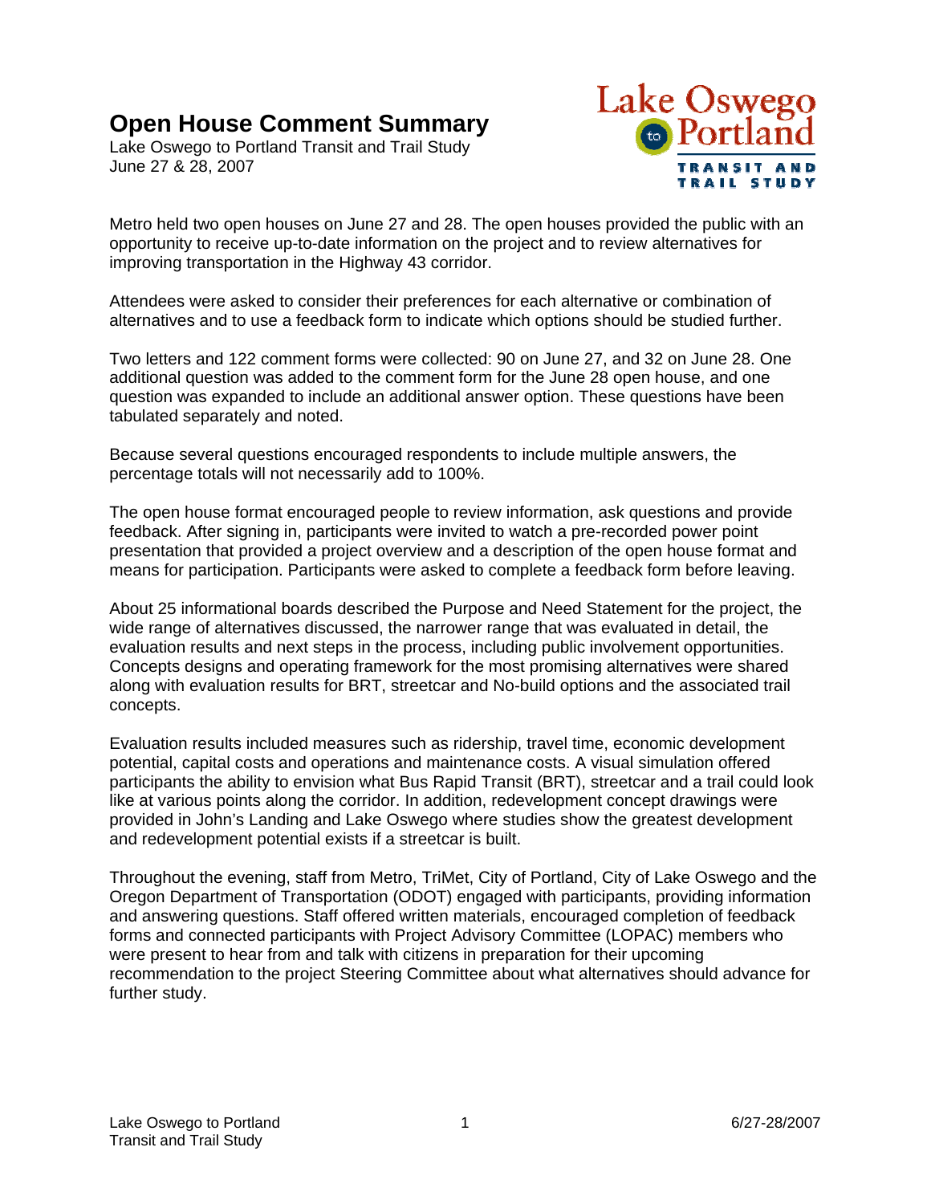# Open House Comment Summary

Lake Oswego to Portland Transit and Trail Study
June 27 & 28, 2007

Lake Oswego to Portland
TRANSIT AND TRAIL STUDY

Metro held two open houses on June 27 and 28. The open houses provided the public with an opportunity to receive up-to-date information on the project and to review alternatives for improving transportation in the Highway 43 corridor.

Attendees were asked to consider their preferences for each alternative or combination of alternatives and to use a feedback form to indicate which options should be studied further.

Two letters and 122 comment forms were collected: 90 on June 27, and 32 on June 28. One additional question was added to the comment form for the June 28 open house, and one question was expanded to include an additional answer option. These questions have been tabulated separately and noted.

Because several questions encouraged respondents to include multiple answers, the percentage totals will not necessarily add to 100%.

The open house format encouraged people to review information, ask questions and provide feedback. After signing in, participants were invited to watch a pre-recorded power point presentation that provided a project overview and a description of the open house format and means for participation. Participants were asked to complete a feedback form before leaving.

About 25 informational boards described the Purpose and Need Statement for the project, the wide range of alternatives discussed, the narrower range that was evaluated in detail, the evaluation results and next steps in the process, including public involvement opportunities. Concepts designs and operating framework for the most promising alternatives were shared along with evaluation results for BRT, streetcar and No-build options and the associated trail concepts.

Evaluation results included measures such as ridership, travel time, economic development potential, capital costs and operations and maintenance costs. A visual simulation offered participants the ability to envision what Bus Rapid Transit (BRT), streetcar and a trail could look like at various points along the corridor. In addition, redevelopment concept drawings were provided in John's Landing and Lake Oswego where studies show the greatest development and redevelopment potential exists if a streetcar is built.

Throughout the evening, staff from Metro, TriMet, City of Portland, City of Lake Oswego and the Oregon Department of Transportation (ODOT) engaged with participants, providing information and answering questions. Staff offered written materials, encouraged completion of feedback forms and connected participants with Project Advisory Committee (LOPAC) members who were present to hear from and talk with citizens in preparation for their upcoming recommendation to the project Steering Committee about what alternatives should advance for further study.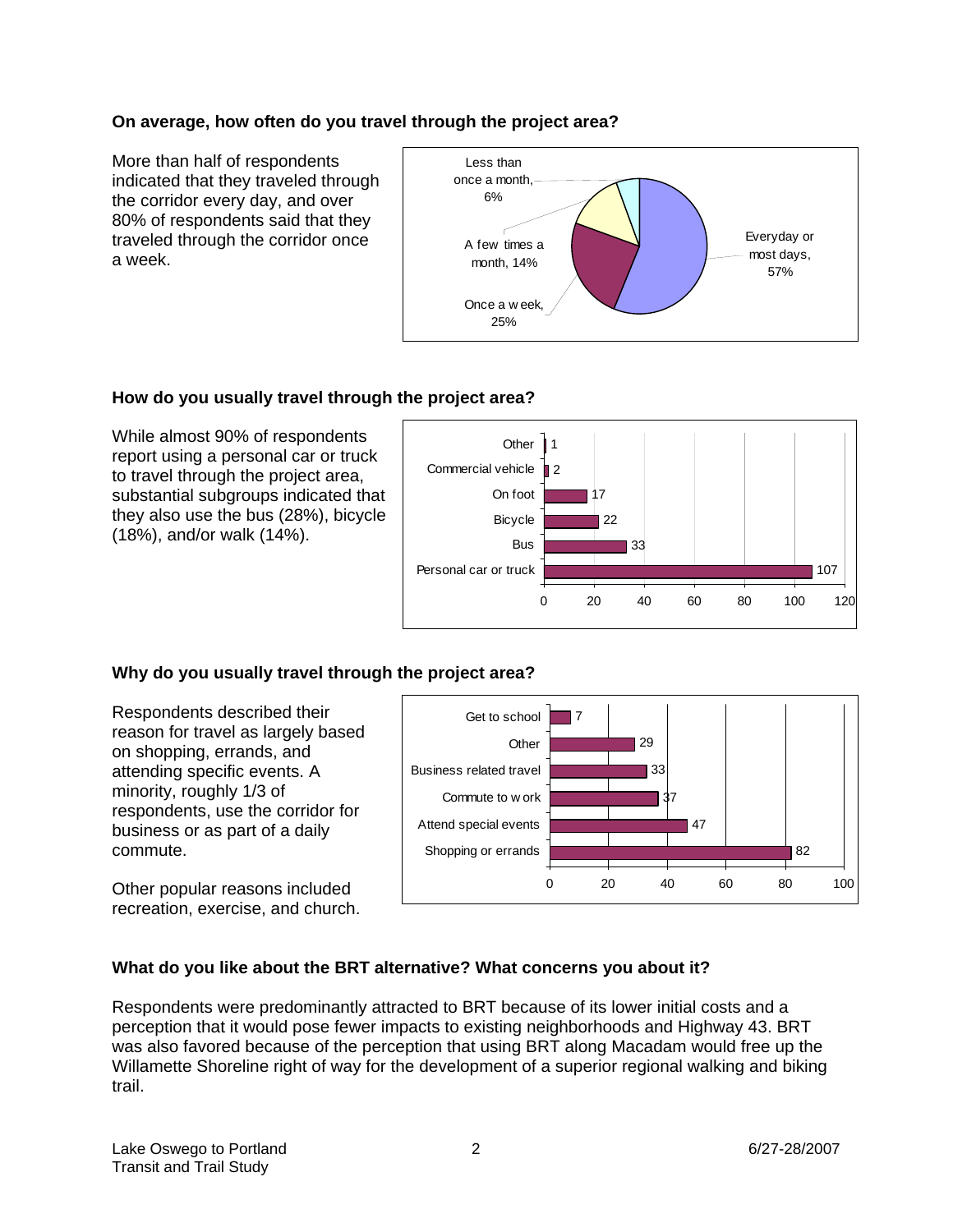### On average, how often do you travel through the project area?

More than half of respondents indicated that they traveled through the corridor every day, and over 80% of respondents said that they traveled through the corridor once a week.

| Response | Percent |
|---|---|
| Everyday or most days | 57% |
| Once a week | 25% |
| A few times a month | 14% |
| Less than once a month | 6% |

### How do you usually travel through the project area?

While almost 90% of respondents report using a personal car or truck to travel through the project area, substantial subgroups indicated that they also use the bus (28%), bicycle (18%), and/or walk (14%).

| Mode | Count |
|---|---|
| Other | 1 |
| Commercial vehicle | 2 |
| On foot | 17 |
| Bicycle | 22 |
| Bus | 33 |
| Personal car or truck | 107 |

### Why do you usually travel through the project area?

Respondents described their reason for travel as largely based on shopping, errands, and attending specific events. A minority, roughly 1/3 of respondents, use the corridor for business or as part of a daily commute.

Other popular reasons included recreation, exercise, and church.

| Reason | Count |
|---|---|
| Get to school | 7 |
| Other | 29 |
| Business related travel | 33 |
| Commute to work | 37 |
| Attend special events | 47 |
| Shopping or errands | 82 |

### What do you like about the BRT alternative? What concerns you about it?

Respondents were predominantly attracted to BRT because of its lower initial costs and a perception that it would pose fewer impacts to existing neighborhoods and Highway 43. BRT was also favored because of the perception that using BRT along Macadam would free up the Willamette Shoreline right of way for the development of a superior regional walking and biking trail.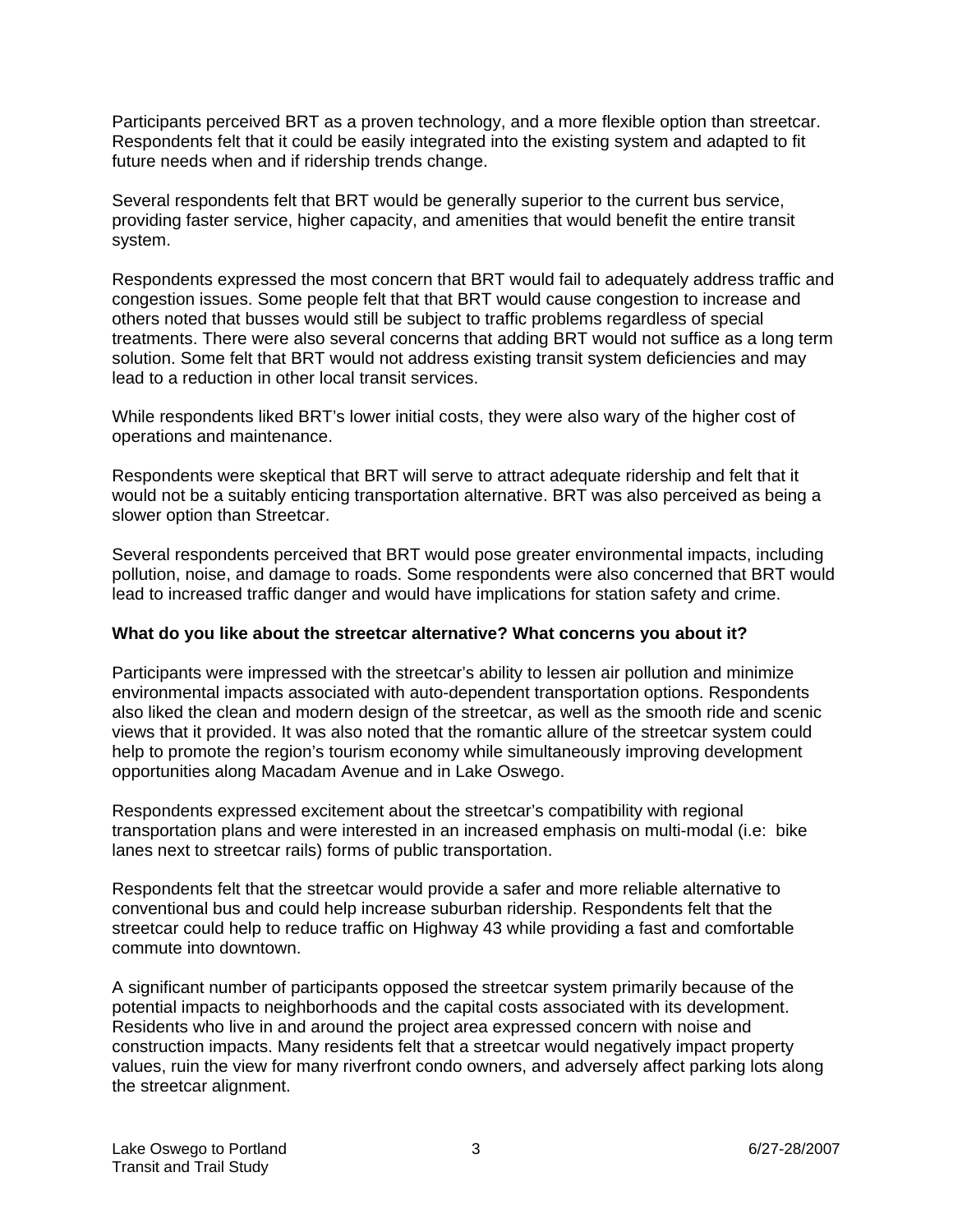Participants perceived BRT as a proven technology, and a more flexible option than streetcar. Respondents felt that it could be easily integrated into the existing system and adapted to fit future needs when and if ridership trends change.

Several respondents felt that BRT would be generally superior to the current bus service, providing faster service, higher capacity, and amenities that would benefit the entire transit system.

Respondents expressed the most concern that BRT would fail to adequately address traffic and congestion issues. Some people felt that that BRT would cause congestion to increase and others noted that busses would still be subject to traffic problems regardless of special treatments. There were also several concerns that adding BRT would not suffice as a long term solution. Some felt that BRT would not address existing transit system deficiencies and may lead to a reduction in other local transit services.

While respondents liked BRT's lower initial costs, they were also wary of the higher cost of operations and maintenance.

Respondents were skeptical that BRT will serve to attract adequate ridership and felt that it would not be a suitably enticing transportation alternative. BRT was also perceived as being a slower option than Streetcar.

Several respondents perceived that BRT would pose greater environmental impacts, including pollution, noise, and damage to roads. Some respondents were also concerned that BRT would lead to increased traffic danger and would have implications for station safety and crime.

**What do you like about the streetcar alternative? What concerns you about it?**

Participants were impressed with the streetcar's ability to lessen air pollution and minimize environmental impacts associated with auto-dependent transportation options. Respondents also liked the clean and modern design of the streetcar, as well as the smooth ride and scenic views that it provided. It was also noted that the romantic allure of the streetcar system could help to promote the region's tourism economy while simultaneously improving development opportunities along Macadam Avenue and in Lake Oswego.

Respondents expressed excitement about the streetcar's compatibility with regional transportation plans and were interested in an increased emphasis on multi-modal (i.e: bike lanes next to streetcar rails) forms of public transportation.

Respondents felt that the streetcar would provide a safer and more reliable alternative to conventional bus and could help increase suburban ridership. Respondents felt that the streetcar could help to reduce traffic on Highway 43 while providing a fast and comfortable commute into downtown.

A significant number of participants opposed the streetcar system primarily because of the potential impacts to neighborhoods and the capital costs associated with its development. Residents who live in and around the project area expressed concern with noise and construction impacts. Many residents felt that a streetcar would negatively impact property values, ruin the view for many riverfront condo owners, and adversely affect parking lots along the streetcar alignment.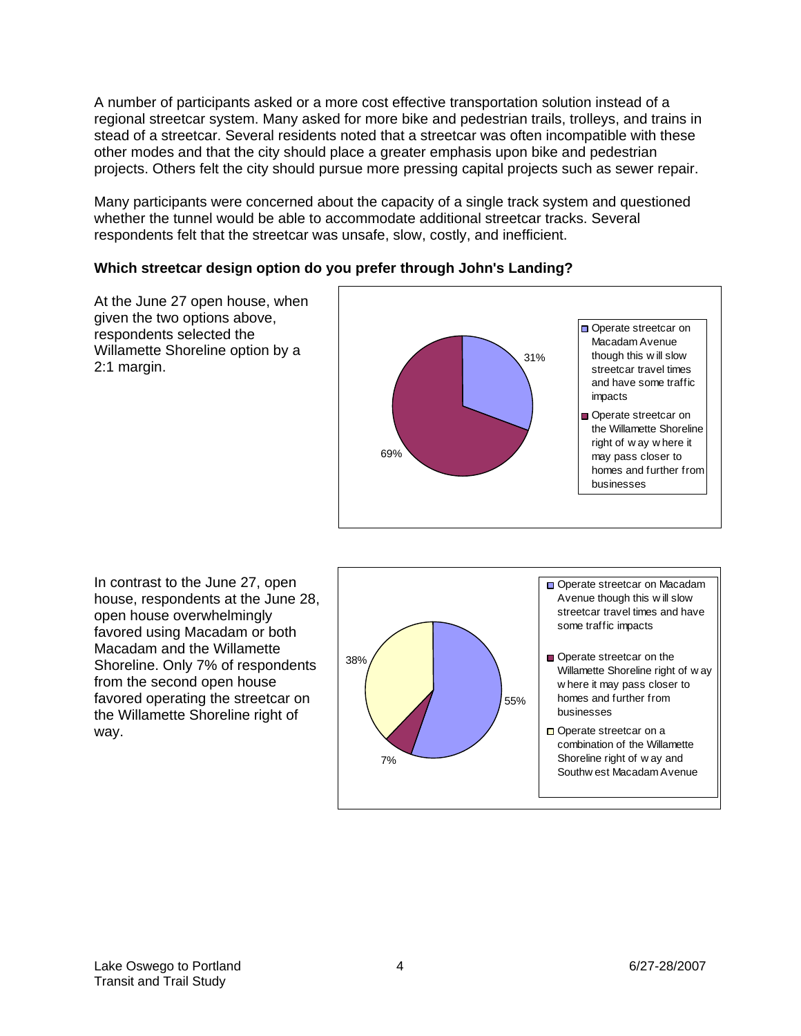A number of participants asked or a more cost effective transportation solution instead of a regional streetcar system. Many asked for more bike and pedestrian trails, trolleys, and trains in stead of a streetcar. Several residents noted that a streetcar was often incompatible with these other modes and that the city should place a greater emphasis upon bike and pedestrian projects. Others felt the city should pursue more pressing capital projects such as sewer repair.

Many participants were concerned about the capacity of a single track system and questioned whether the tunnel would be able to accommodate additional streetcar tracks. Several respondents felt that the streetcar was unsafe, slow, costly, and inefficient.

**Which streetcar design option do you prefer through John's Landing?**

At the June 27 open house, when given the two options above, respondents selected the Willamette Shoreline option by a 2:1 margin.

| Option | Percent |
|---|---|
| Operate streetcar on Macadam Avenue though this will slow streetcar travel times and have some traffic impacts | 31% |
| Operate streetcar on the Willamette Shoreline right of way where it may pass closer to homes and further from businesses | 69% |

In contrast to the June 27, open house, respondents at the June 28, open house overwhelmingly favored using Macadam or both Macadam and the Willamette Shoreline. Only 7% of respondents from the second open house favored operating the streetcar on the Willamette Shoreline right of way.

| Option | Percent |
|---|---|
| Operate streetcar on Macadam Avenue though this will slow streetcar travel times and have some traffic impacts | 55% |
| Operate streetcar on the Willamette Shoreline right of way where it may pass closer to homes and further from businesses | 7% |
| Operate streetcar on a combination of the Willamette Shoreline right of way and Southwest Macadam Avenue | 38% |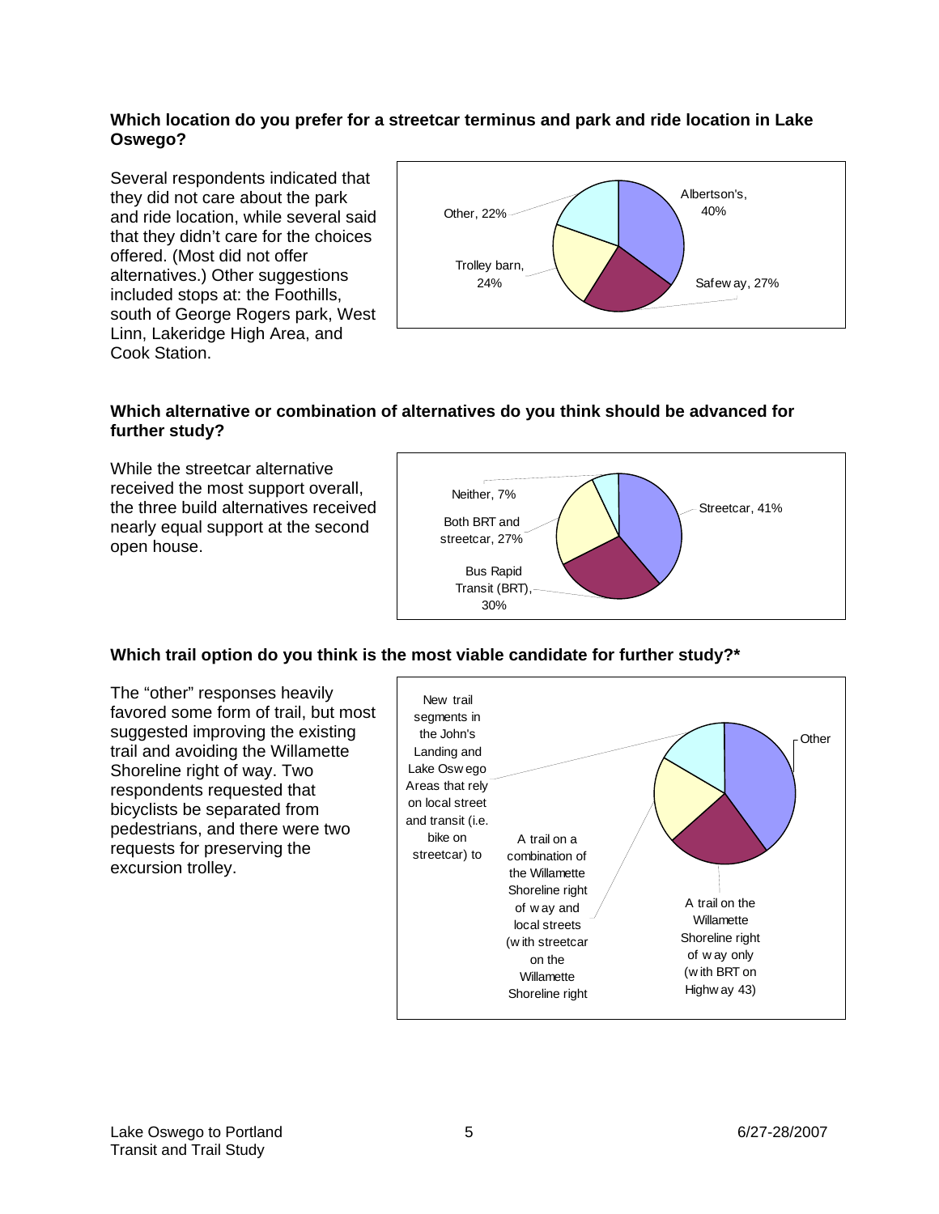**Which location do you prefer for a streetcar terminus and park and ride location in Lake Oswego?**

Several respondents indicated that they did not care about the park and ride location, while several said that they didn't care for the choices offered. (Most did not offer alternatives.) Other suggestions included stops at: the Foothills, south of George Rogers park, West Linn, Lakeridge High Area, and Cook Station.

| Location | Percent |
|---|---|
| Albertson's | 40% |
| Safeway | 27% |
| Trolley barn | 24% |
| Other | 22% |

**Which alternative or combination of alternatives do you think should be advanced for further study?**

While the streetcar alternative received the most support overall, the three build alternatives received nearly equal support at the second open house.

| Alternative | Percent |
|---|---|
| Streetcar | 41% |
| Bus Rapid Transit (BRT) | 30% |
| Both BRT and streetcar | 27% |
| Neither | 7% |

**Which trail option do you think is the most viable candidate for further study?***

The "other" responses heavily favored some form of trail, but most suggested improving the existing trail and avoiding the Willamette Shoreline right of way. Two respondents requested that bicyclists be separated from pedestrians, and there were two requests for preserving the excursion trolley.

Chart labels:
- Other
- A trail on the Willamette Shoreline right of way only (with BRT on Highway 43)
- A trail on a combination of the Willamette Shoreline right of way and local streets (with streetcar on the Willamette Shoreline right
- New trail segments in the John's Landing and Lake Oswego Areas that rely on local street and transit (i.e. bike on streetcar) to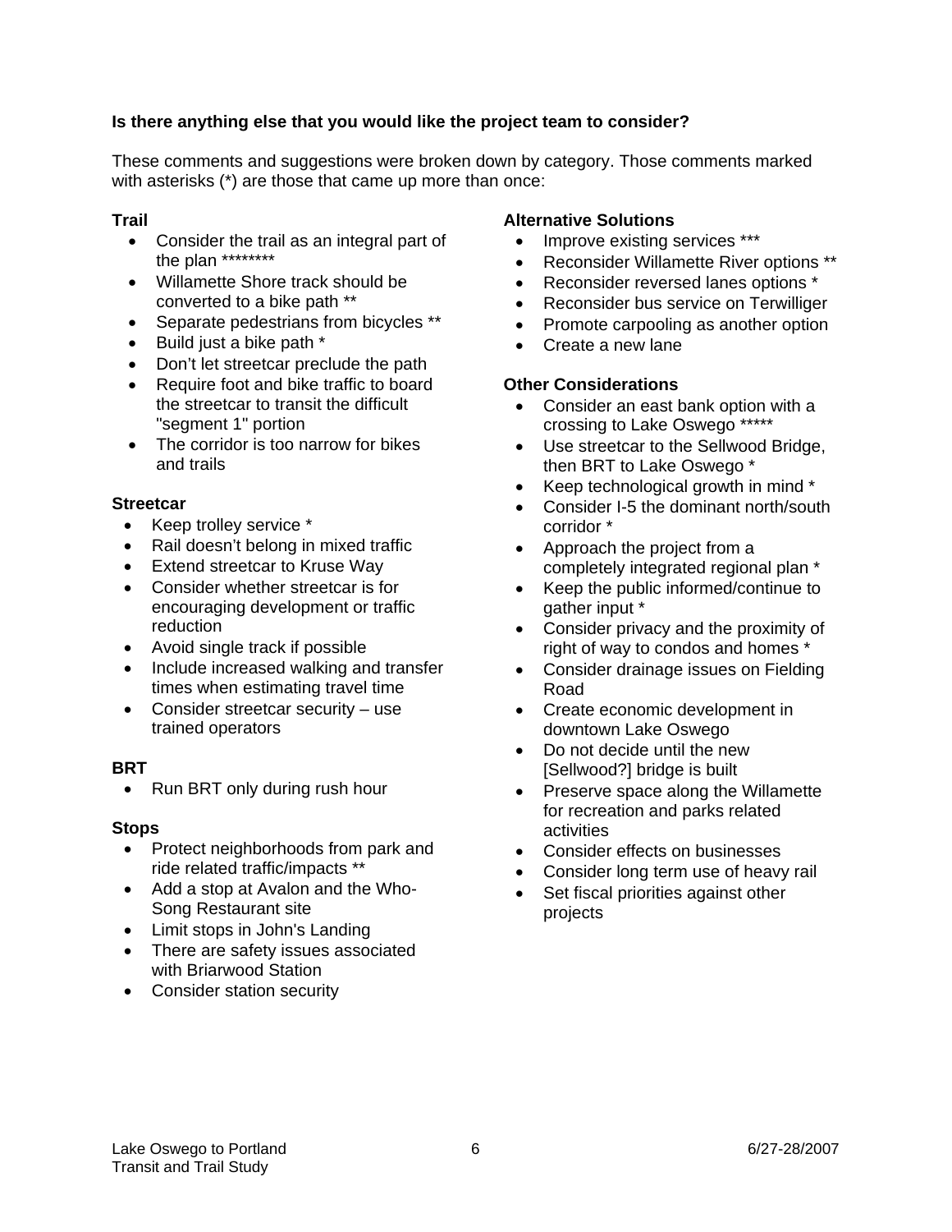**Is there anything else that you would like the project team to consider?**

These comments and suggestions were broken down by category. Those comments marked with asterisks (*) are those that came up more than once:

**Trail**

- Consider the trail as an integral part of the plan ********
- Willamette Shore track should be converted to a bike path **
- Separate pedestrians from bicycles **
- Build just a bike path *
- Don't let streetcar preclude the path
- Require foot and bike traffic to board the streetcar to transit the difficult "segment 1" portion
- The corridor is too narrow for bikes and trails

**Streetcar**

- Keep trolley service *
- Rail doesn't belong in mixed traffic
- Extend streetcar to Kruse Way
- Consider whether streetcar is for encouraging development or traffic reduction
- Avoid single track if possible
- Include increased walking and transfer times when estimating travel time
- Consider streetcar security – use trained operators

**BRT**

- Run BRT only during rush hour

**Stops**

- Protect neighborhoods from park and ride related traffic/impacts **
- Add a stop at Avalon and the Who-Song Restaurant site
- Limit stops in John's Landing
- There are safety issues associated with Briarwood Station
- Consider station security

**Alternative Solutions**

- Improve existing services ***
- Reconsider Willamette River options **
- Reconsider reversed lanes options *
- Reconsider bus service on Terwilliger
- Promote carpooling as another option
- Create a new lane

**Other Considerations**

- Consider an east bank option with a crossing to Lake Oswego *****
- Use streetcar to the Sellwood Bridge, then BRT to Lake Oswego *
- Keep technological growth in mind *
- Consider I-5 the dominant north/south corridor *
- Approach the project from a completely integrated regional plan *
- Keep the public informed/continue to gather input *
- Consider privacy and the proximity of right of way to condos and homes *
- Consider drainage issues on Fielding Road
- Create economic development in downtown Lake Oswego
- Do not decide until the new [Sellwood?] bridge is built
- Preserve space along the Willamette for recreation and parks related activities
- Consider effects on businesses
- Consider long term use of heavy rail
- Set fiscal priorities against other projects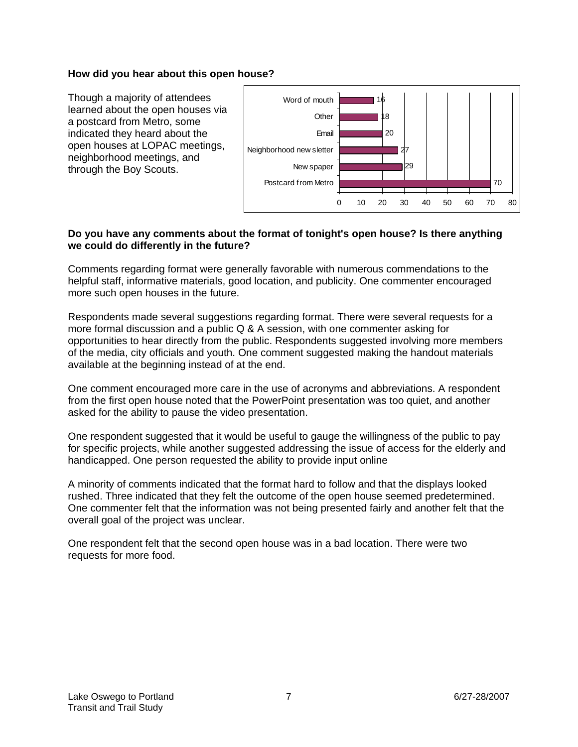**How did you hear about this open house?**

Though a majority of attendees learned about the open houses via a postcard from Metro, some indicated they heard about the open houses at LOPAC meetings, neighborhood meetings, and through the Boy Scouts.

| Source | Count |
| --- | --- |
| Word of mouth | 16 |
| Other | 18 |
| Email | 20 |
| Neighborhood newsletter | 27 |
| Newspaper | 29 |
| Postcard from Metro | 70 |

**Do you have any comments about the format of tonight's open house? Is there anything we could do differently in the future?**

Comments regarding format were generally favorable with numerous commendations to the helpful staff, informative materials, good location, and publicity. One commenter encouraged more such open houses in the future.

Respondents made several suggestions regarding format. There were several requests for a more formal discussion and a public Q & A session, with one commenter asking for opportunities to hear directly from the public. Respondents suggested involving more members of the media, city officials and youth. One comment suggested making the handout materials available at the beginning instead of at the end.

One comment encouraged more care in the use of acronyms and abbreviations. A respondent from the first open house noted that the PowerPoint presentation was too quiet, and another asked for the ability to pause the video presentation.

One respondent suggested that it would be useful to gauge the willingness of the public to pay for specific projects, while another suggested addressing the issue of access for the elderly and handicapped. One person requested the ability to provide input online

A minority of comments indicated that the format hard to follow and that the displays looked rushed. Three indicated that they felt the outcome of the open house seemed predetermined. One commenter felt that the information was not being presented fairly and another felt that the overall goal of the project was unclear.

One respondent felt that the second open house was in a bad location. There were two requests for more food.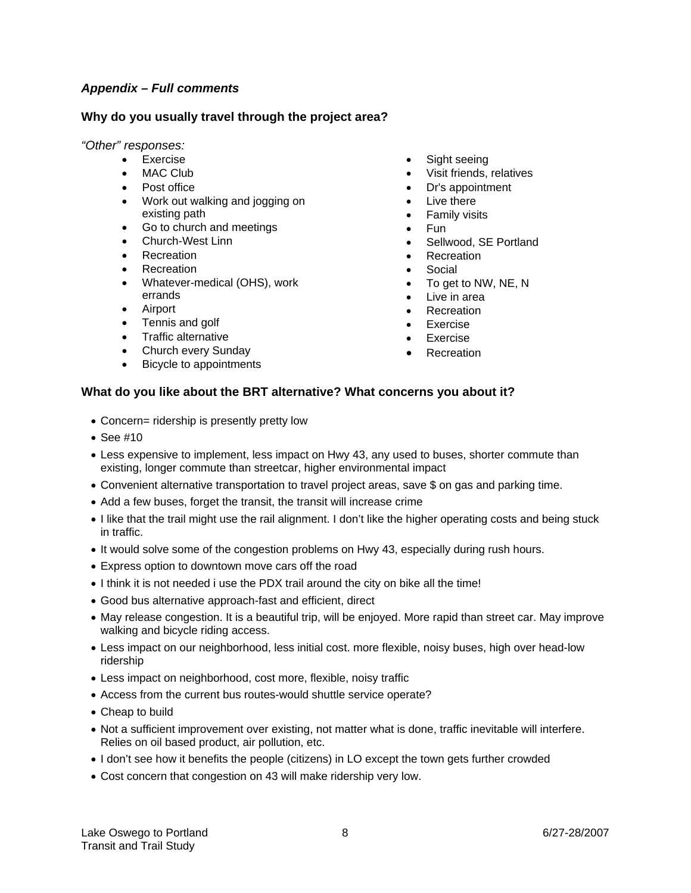***Appendix – Full comments***

### Why do you usually travel through the project area?

*"Other" responses:*

- Exercise
- MAC Club
- Post office
- Work out walking and jogging on existing path
- Go to church and meetings
- Church-West Linn
- Recreation
- Recreation
- Whatever-medical (OHS), work errands
- Airport
- Tennis and golf
- Traffic alternative
- Church every Sunday
- Bicycle to appointments
- Sight seeing
- Visit friends, relatives
- Dr's appointment
- Live there
- Family visits
- Fun
- Sellwood, SE Portland
- Recreation
- Social
- To get to NW, NE, N
- Live in area
- Recreation
- Exercise
- Exercise
- Recreation

### What do you like about the BRT alternative? What concerns you about it?

- Concern= ridership is presently pretty low
- See #10
- Less expensive to implement, less impact on Hwy 43, any used to buses, shorter commute than existing, longer commute than streetcar, higher environmental impact
- Convenient alternative transportation to travel project areas, save $ on gas and parking time.
- Add a few buses, forget the transit, the transit will increase crime
- I like that the trail might use the rail alignment. I don't like the higher operating costs and being stuck in traffic.
- It would solve some of the congestion problems on Hwy 43, especially during rush hours.
- Express option to downtown move cars off the road
- I think it is not needed i use the PDX trail around the city on bike all the time!
- Good bus alternative approach-fast and efficient, direct
- May release congestion. It is a beautiful trip, will be enjoyed. More rapid than street car. May improve walking and bicycle riding access.
- Less impact on our neighborhood, less initial cost. more flexible, noisy buses, high over head-low ridership
- Less impact on neighborhood, cost more, flexible, noisy traffic
- Access from the current bus routes-would shuttle service operate?
- Cheap to build
- Not a sufficient improvement over existing, not matter what is done, traffic inevitable will interfere. Relies on oil based product, air pollution, etc.
- I don't see how it benefits the people (citizens) in LO except the town gets further crowded
- Cost concern that congestion on 43 will make ridership very low.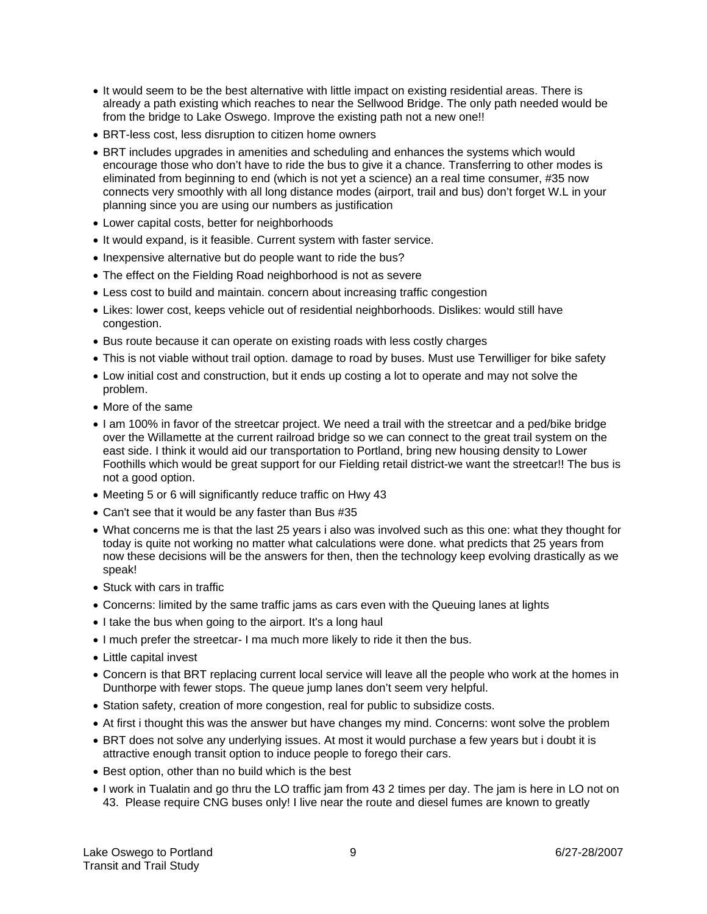- It would seem to be the best alternative with little impact on existing residential areas. There is already a path existing which reaches to near the Sellwood Bridge. The only path needed would be from the bridge to Lake Oswego. Improve the existing path not a new one!!
- BRT-less cost, less disruption to citizen home owners
- BRT includes upgrades in amenities and scheduling and enhances the systems which would encourage those who don't have to ride the bus to give it a chance. Transferring to other modes is eliminated from beginning to end (which is not yet a science) an a real time consumer, #35 now connects very smoothly with all long distance modes (airport, trail and bus) don't forget W.L in your planning since you are using our numbers as justification
- Lower capital costs, better for neighborhoods
- It would expand, is it feasible. Current system with faster service.
- Inexpensive alternative but do people want to ride the bus?
- The effect on the Fielding Road neighborhood is not as severe
- Less cost to build and maintain. concern about increasing traffic congestion
- Likes: lower cost, keeps vehicle out of residential neighborhoods. Dislikes: would still have congestion.
- Bus route because it can operate on existing roads with less costly charges
- This is not viable without trail option. damage to road by buses. Must use Terwilliger for bike safety
- Low initial cost and construction, but it ends up costing a lot to operate and may not solve the problem.
- More of the same
- I am 100% in favor of the streetcar project. We need a trail with the streetcar and a ped/bike bridge over the Willamette at the current railroad bridge so we can connect to the great trail system on the east side. I think it would aid our transportation to Portland, bring new housing density to Lower Foothills which would be great support for our Fielding retail district-we want the streetcar!! The bus is not a good option.
- Meeting 5 or 6 will significantly reduce traffic on Hwy 43
- Can't see that it would be any faster than Bus #35
- What concerns me is that the last 25 years i also was involved such as this one: what they thought for today is quite not working no matter what calculations were done. what predicts that 25 years from now these decisions will be the answers for then, then the technology keep evolving drastically as we speak!
- Stuck with cars in traffic
- Concerns: limited by the same traffic jams as cars even with the Queuing lanes at lights
- I take the bus when going to the airport. It's a long haul
- I much prefer the streetcar- I ma much more likely to ride it then the bus.
- Little capital invest
- Concern is that BRT replacing current local service will leave all the people who work at the homes in Dunthorpe with fewer stops. The queue jump lanes don't seem very helpful.
- Station safety, creation of more congestion, real for public to subsidize costs.
- At first i thought this was the answer but have changes my mind. Concerns: wont solve the problem
- BRT does not solve any underlying issues. At most it would purchase a few years but i doubt it is attractive enough transit option to induce people to forego their cars.
- Best option, other than no build which is the best
- I work in Tualatin and go thru the LO traffic jam from 43 2 times per day. The jam is here in LO not on 43. Please require CNG buses only! I live near the route and diesel fumes are known to greatly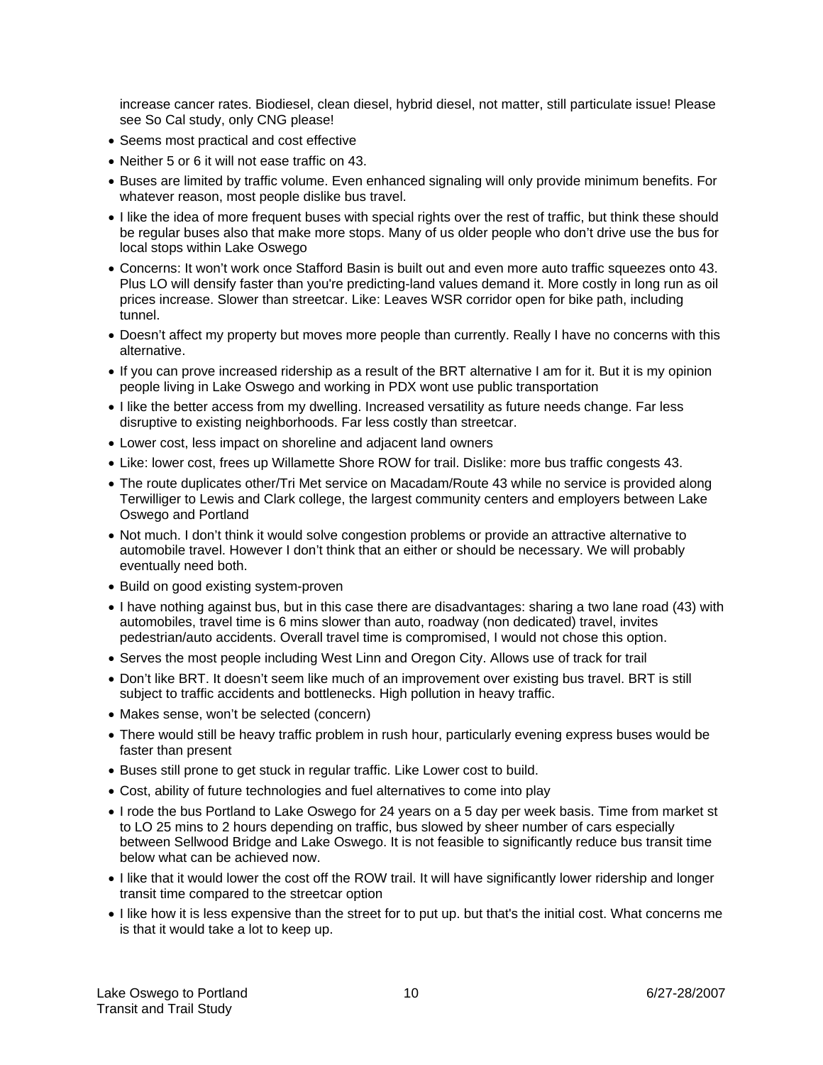increase cancer rates. Biodiesel, clean diesel, hybrid diesel, not matter, still particulate issue! Please see So Cal study, only CNG please!

- Seems most practical and cost effective
- Neither 5 or 6 it will not ease traffic on 43.
- Buses are limited by traffic volume. Even enhanced signaling will only provide minimum benefits. For whatever reason, most people dislike bus travel.
- I like the idea of more frequent buses with special rights over the rest of traffic, but think these should be regular buses also that make more stops. Many of us older people who don't drive use the bus for local stops within Lake Oswego
- Concerns: It won't work once Stafford Basin is built out and even more auto traffic squeezes onto 43. Plus LO will densify faster than you're predicting-land values demand it. More costly in long run as oil prices increase. Slower than streetcar. Like: Leaves WSR corridor open for bike path, including tunnel.
- Doesn't affect my property but moves more people than currently. Really I have no concerns with this alternative.
- If you can prove increased ridership as a result of the BRT alternative I am for it. But it is my opinion people living in Lake Oswego and working in PDX wont use public transportation
- I like the better access from my dwelling. Increased versatility as future needs change. Far less disruptive to existing neighborhoods. Far less costly than streetcar.
- Lower cost, less impact on shoreline and adjacent land owners
- Like: lower cost, frees up Willamette Shore ROW for trail. Dislike: more bus traffic congests 43.
- The route duplicates other/Tri Met service on Macadam/Route 43 while no service is provided along Terwilliger to Lewis and Clark college, the largest community centers and employers between Lake Oswego and Portland
- Not much. I don't think it would solve congestion problems or provide an attractive alternative to automobile travel. However I don't think that an either or should be necessary. We will probably eventually need both.
- Build on good existing system-proven
- I have nothing against bus, but in this case there are disadvantages: sharing a two lane road (43) with automobiles, travel time is 6 mins slower than auto, roadway (non dedicated) travel, invites pedestrian/auto accidents. Overall travel time is compromised, I would not chose this option.
- Serves the most people including West Linn and Oregon City. Allows use of track for trail
- Don't like BRT. It doesn't seem like much of an improvement over existing bus travel. BRT is still subject to traffic accidents and bottlenecks. High pollution in heavy traffic.
- Makes sense, won't be selected (concern)
- There would still be heavy traffic problem in rush hour, particularly evening express buses would be faster than present
- Buses still prone to get stuck in regular traffic. Like Lower cost to build.
- Cost, ability of future technologies and fuel alternatives to come into play
- I rode the bus Portland to Lake Oswego for 24 years on a 5 day per week basis. Time from market st to LO 25 mins to 2 hours depending on traffic, bus slowed by sheer number of cars especially between Sellwood Bridge and Lake Oswego. It is not feasible to significantly reduce bus transit time below what can be achieved now.
- I like that it would lower the cost off the ROW trail. It will have significantly lower ridership and longer transit time compared to the streetcar option
- I like how it is less expensive than the street for to put up. but that's the initial cost. What concerns me is that it would take a lot to keep up.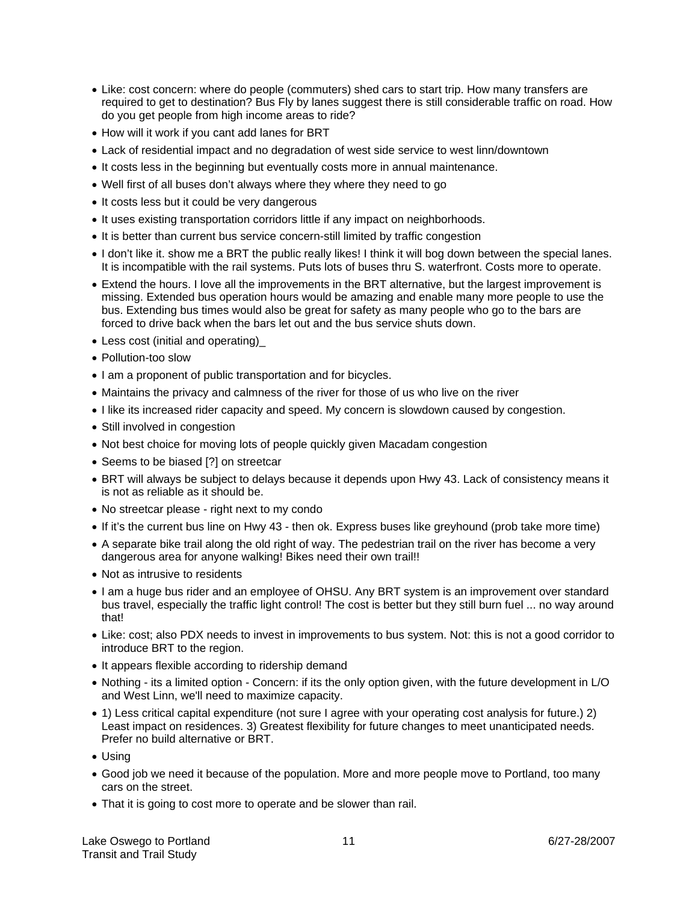- Like: cost concern: where do people (commuters) shed cars to start trip. How many transfers are required to get to destination? Bus Fly by lanes suggest there is still considerable traffic on road. How do you get people from high income areas to ride?
- How will it work if you cant add lanes for BRT
- Lack of residential impact and no degradation of west side service to west linn/downtown
- It costs less in the beginning but eventually costs more in annual maintenance.
- Well first of all buses don't always where they where they need to go
- It costs less but it could be very dangerous
- It uses existing transportation corridors little if any impact on neighborhoods.
- It is better than current bus service concern-still limited by traffic congestion
- I don't like it. show me a BRT the public really likes! I think it will bog down between the special lanes. It is incompatible with the rail systems. Puts lots of buses thru S. waterfront. Costs more to operate.
- Extend the hours. I love all the improvements in the BRT alternative, but the largest improvement is missing. Extended bus operation hours would be amazing and enable many more people to use the bus. Extending bus times would also be great for safety as many people who go to the bars are forced to drive back when the bars let out and the bus service shuts down.
- Less cost (initial and operating)_
- Pollution-too slow
- I am a proponent of public transportation and for bicycles.
- Maintains the privacy and calmness of the river for those of us who live on the river
- I like its increased rider capacity and speed. My concern is slowdown caused by congestion.
- Still involved in congestion
- Not best choice for moving lots of people quickly given Macadam congestion
- Seems to be biased [?] on streetcar
- BRT will always be subject to delays because it depends upon Hwy 43. Lack of consistency means it is not as reliable as it should be.
- No streetcar please - right next to my condo
- If it's the current bus line on Hwy 43 - then ok. Express buses like greyhound (prob take more time)
- A separate bike trail along the old right of way. The pedestrian trail on the river has become a very dangerous area for anyone walking! Bikes need their own trail!!
- Not as intrusive to residents
- I am a huge bus rider and an employee of OHSU. Any BRT system is an improvement over standard bus travel, especially the traffic light control! The cost is better but they still burn fuel ... no way around that!
- Like: cost; also PDX needs to invest in improvements to bus system. Not: this is not a good corridor to introduce BRT to the region.
- It appears flexible according to ridership demand
- Nothing - its a limited option - Concern: if its the only option given, with the future development in L/O and West Linn, we'll need to maximize capacity.
- 1) Less critical capital expenditure (not sure I agree with your operating cost analysis for future.) 2) Least impact on residences. 3) Greatest flexibility for future changes to meet unanticipated needs. Prefer no build alternative or BRT.
- Using
- Good job we need it because of the population. More and more people move to Portland, too many cars on the street.
- That it is going to cost more to operate and be slower than rail.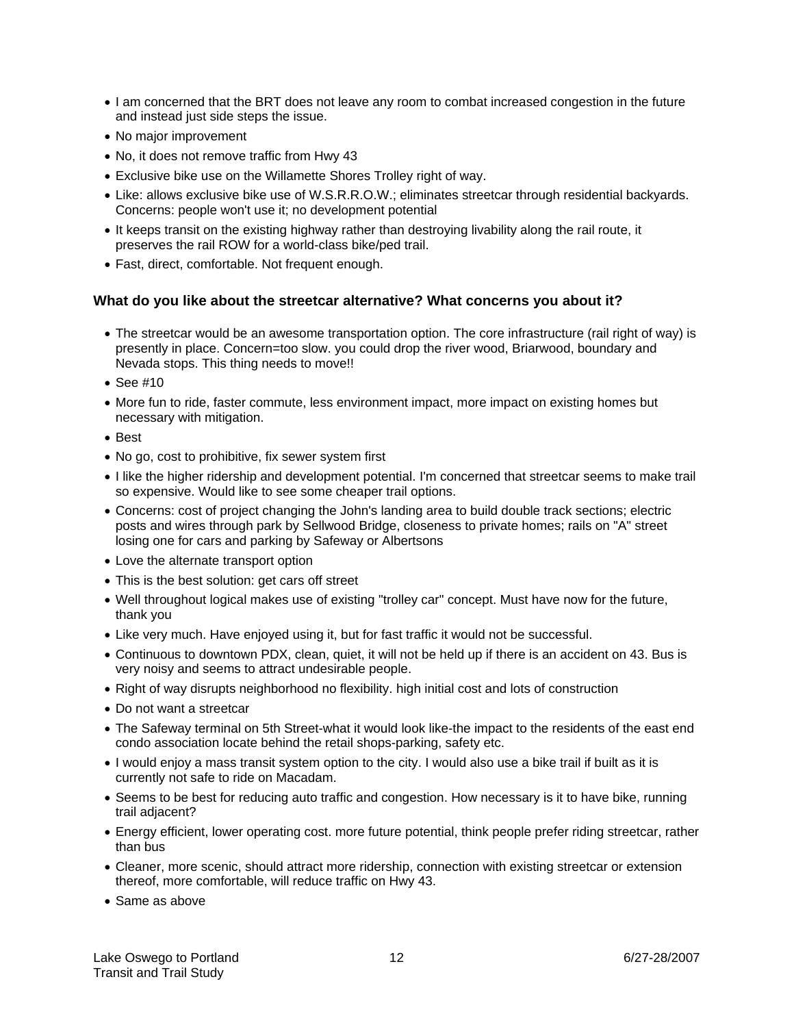- I am concerned that the BRT does not leave any room to combat increased congestion in the future and instead just side steps the issue.
- No major improvement
- No, it does not remove traffic from Hwy 43
- Exclusive bike use on the Willamette Shores Trolley right of way.
- Like: allows exclusive bike use of W.S.R.R.O.W.; eliminates streetcar through residential backyards. Concerns: people won't use it; no development potential
- It keeps transit on the existing highway rather than destroying livability along the rail route, it preserves the rail ROW for a world-class bike/ped trail.
- Fast, direct, comfortable. Not frequent enough.

### What do you like about the streetcar alternative? What concerns you about it?

- The streetcar would be an awesome transportation option. The core infrastructure (rail right of way) is presently in place. Concern=too slow. you could drop the river wood, Briarwood, boundary and Nevada stops. This thing needs to move!!
- See #10
- More fun to ride, faster commute, less environment impact, more impact on existing homes but necessary with mitigation.
- Best
- No go, cost to prohibitive, fix sewer system first
- I like the higher ridership and development potential. I'm concerned that streetcar seems to make trail so expensive. Would like to see some cheaper trail options.
- Concerns: cost of project changing the John's landing area to build double track sections; electric posts and wires through park by Sellwood Bridge, closeness to private homes; rails on "A" street losing one for cars and parking by Safeway or Albertsons
- Love the alternate transport option
- This is the best solution: get cars off street
- Well throughout logical makes use of existing "trolley car" concept. Must have now for the future, thank you
- Like very much. Have enjoyed using it, but for fast traffic it would not be successful.
- Continuous to downtown PDX, clean, quiet, it will not be held up if there is an accident on 43. Bus is very noisy and seems to attract undesirable people.
- Right of way disrupts neighborhood no flexibility. high initial cost and lots of construction
- Do not want a streetcar
- The Safeway terminal on 5th Street-what it would look like-the impact to the residents of the east end condo association locate behind the retail shops-parking, safety etc.
- I would enjoy a mass transit system option to the city. I would also use a bike trail if built as it is currently not safe to ride on Macadam.
- Seems to be best for reducing auto traffic and congestion. How necessary is it to have bike, running trail adjacent?
- Energy efficient, lower operating cost. more future potential, think people prefer riding streetcar, rather than bus
- Cleaner, more scenic, should attract more ridership, connection with existing streetcar or extension thereof, more comfortable, will reduce traffic on Hwy 43.
- Same as above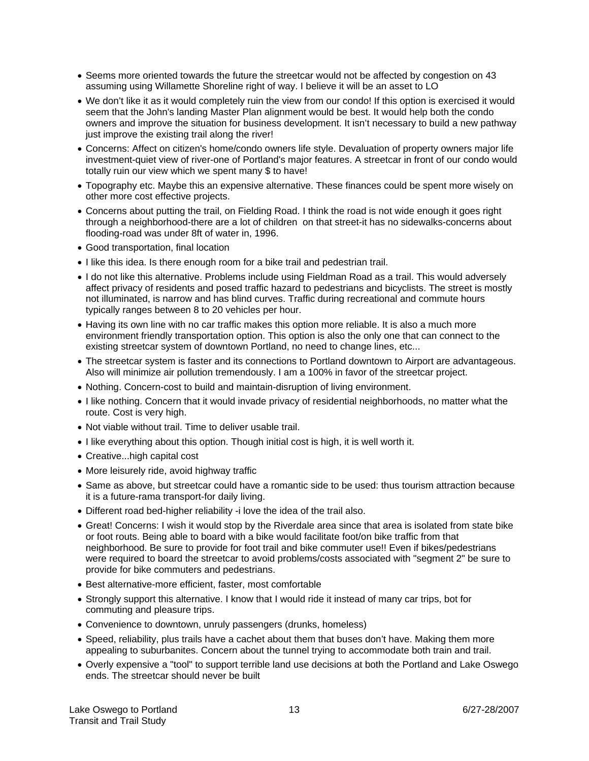- Seems more oriented towards the future the streetcar would not be affected by congestion on 43 assuming using Willamette Shoreline right of way. I believe it will be an asset to LO
- We don't like it as it would completely ruin the view from our condo! If this option is exercised it would seem that the John's landing Master Plan alignment would be best. It would help both the condo owners and improve the situation for business development. It isn't necessary to build a new pathway just improve the existing trail along the river!
- Concerns: Affect on citizen's home/condo owners life style. Devaluation of property owners major life investment-quiet view of river-one of Portland's major features. A streetcar in front of our condo would totally ruin our view which we spent many $ to have!
- Topography etc. Maybe this an expensive alternative. These finances could be spent more wisely on other more cost effective projects.
- Concerns about putting the trail, on Fielding Road. I think the road is not wide enough it goes right through a neighborhood-there are a lot of children on that street-it has no sidewalks-concerns about flooding-road was under 8ft of water in, 1996.
- Good transportation, final location
- I like this idea. Is there enough room for a bike trail and pedestrian trail.
- I do not like this alternative. Problems include using Fieldman Road as a trail. This would adversely affect privacy of residents and posed traffic hazard to pedestrians and bicyclists. The street is mostly not illuminated, is narrow and has blind curves. Traffic during recreational and commute hours typically ranges between 8 to 20 vehicles per hour.
- Having its own line with no car traffic makes this option more reliable. It is also a much more environment friendly transportation option. This option is also the only one that can connect to the existing streetcar system of downtown Portland, no need to change lines, etc...
- The streetcar system is faster and its connections to Portland downtown to Airport are advantageous. Also will minimize air pollution tremendously. I am a 100% in favor of the streetcar project.
- Nothing. Concern-cost to build and maintain-disruption of living environment.
- I like nothing. Concern that it would invade privacy of residential neighborhoods, no matter what the route. Cost is very high.
- Not viable without trail. Time to deliver usable trail.
- I like everything about this option. Though initial cost is high, it is well worth it.
- Creative...high capital cost
- More leisurely ride, avoid highway traffic
- Same as above, but streetcar could have a romantic side to be used: thus tourism attraction because it is a future-rama transport-for daily living.
- Different road bed-higher reliability -i love the idea of the trail also.
- Great! Concerns: I wish it would stop by the Riverdale area since that area is isolated from state bike or foot routs. Being able to board with a bike would facilitate foot/on bike traffic from that neighborhood. Be sure to provide for foot trail and bike commuter use!! Even if bikes/pedestrians were required to board the streetcar to avoid problems/costs associated with "segment 2" be sure to provide for bike commuters and pedestrians.
- Best alternative-more efficient, faster, most comfortable
- Strongly support this alternative. I know that I would ride it instead of many car trips, bot for commuting and pleasure trips.
- Convenience to downtown, unruly passengers (drunks, homeless)
- Speed, reliability, plus trails have a cachet about them that buses don't have. Making them more appealing to suburbanites. Concern about the tunnel trying to accommodate both train and trail.
- Overly expensive a "tool" to support terrible land use decisions at both the Portland and Lake Oswego ends. The streetcar should never be built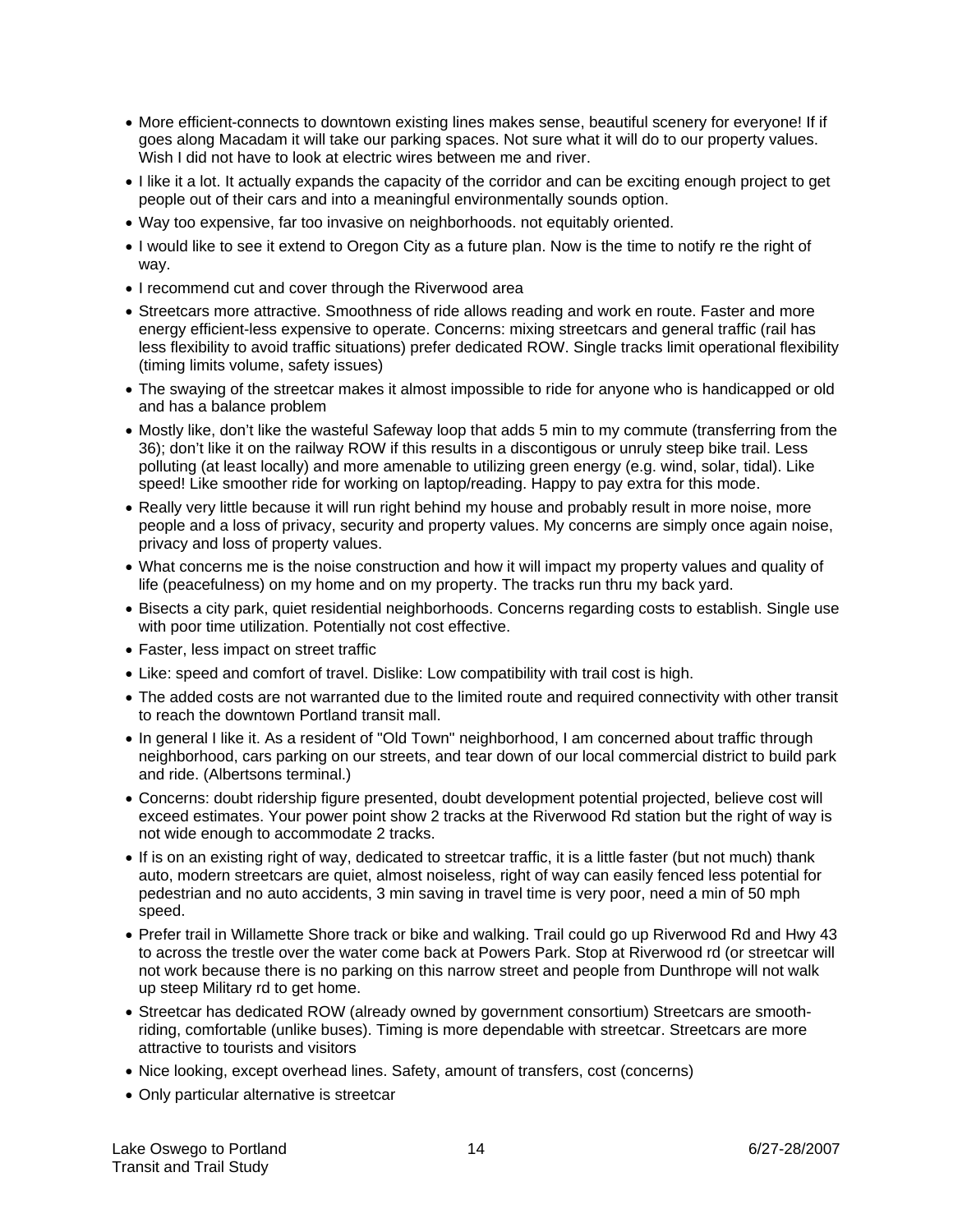- More efficient-connects to downtown existing lines makes sense, beautiful scenery for everyone! If if goes along Macadam it will take our parking spaces. Not sure what it will do to our property values. Wish I did not have to look at electric wires between me and river.
- I like it a lot. It actually expands the capacity of the corridor and can be exciting enough project to get people out of their cars and into a meaningful environmentally sounds option.
- Way too expensive, far too invasive on neighborhoods. not equitably oriented.
- I would like to see it extend to Oregon City as a future plan. Now is the time to notify re the right of way.
- I recommend cut and cover through the Riverwood area
- Streetcars more attractive. Smoothness of ride allows reading and work en route. Faster and more energy efficient-less expensive to operate. Concerns: mixing streetcars and general traffic (rail has less flexibility to avoid traffic situations) prefer dedicated ROW. Single tracks limit operational flexibility (timing limits volume, safety issues)
- The swaying of the streetcar makes it almost impossible to ride for anyone who is handicapped or old and has a balance problem
- Mostly like, don't like the wasteful Safeway loop that adds 5 min to my commute (transferring from the 36); don't like it on the railway ROW if this results in a discontigous or unruly steep bike trail. Less polluting (at least locally) and more amenable to utilizing green energy (e.g. wind, solar, tidal). Like speed! Like smoother ride for working on laptop/reading. Happy to pay extra for this mode.
- Really very little because it will run right behind my house and probably result in more noise, more people and a loss of privacy, security and property values. My concerns are simply once again noise, privacy and loss of property values.
- What concerns me is the noise construction and how it will impact my property values and quality of life (peacefulness) on my home and on my property. The tracks run thru my back yard.
- Bisects a city park, quiet residential neighborhoods. Concerns regarding costs to establish. Single use with poor time utilization. Potentially not cost effective.
- Faster, less impact on street traffic
- Like: speed and comfort of travel. Dislike: Low compatibility with trail cost is high.
- The added costs are not warranted due to the limited route and required connectivity with other transit to reach the downtown Portland transit mall.
- In general I like it. As a resident of "Old Town" neighborhood, I am concerned about traffic through neighborhood, cars parking on our streets, and tear down of our local commercial district to build park and ride. (Albertsons terminal.)
- Concerns: doubt ridership figure presented, doubt development potential projected, believe cost will exceed estimates. Your power point show 2 tracks at the Riverwood Rd station but the right of way is not wide enough to accommodate 2 tracks.
- If is on an existing right of way, dedicated to streetcar traffic, it is a little faster (but not much) thank auto, modern streetcars are quiet, almost noiseless, right of way can easily fenced less potential for pedestrian and no auto accidents, 3 min saving in travel time is very poor, need a min of 50 mph speed.
- Prefer trail in Willamette Shore track or bike and walking. Trail could go up Riverwood Rd and Hwy 43 to across the trestle over the water come back at Powers Park. Stop at Riverwood rd (or streetcar will not work because there is no parking on this narrow street and people from Dunthrope will not walk up steep Military rd to get home.
- Streetcar has dedicated ROW (already owned by government consortium) Streetcars are smooth-riding, comfortable (unlike buses). Timing is more dependable with streetcar. Streetcars are more attractive to tourists and visitors
- Nice looking, except overhead lines. Safety, amount of transfers, cost (concerns)
- Only particular alternative is streetcar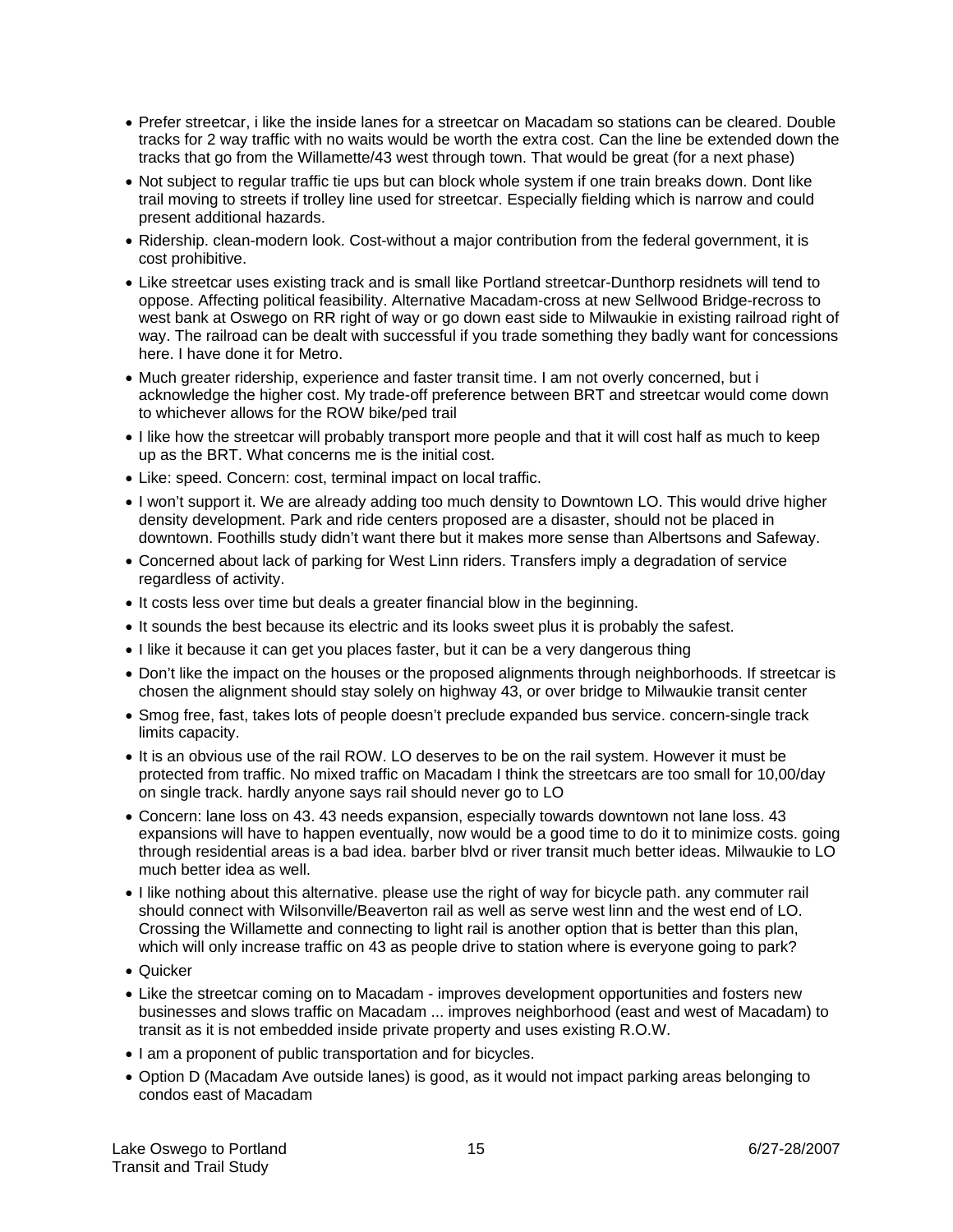- Prefer streetcar, i like the inside lanes for a streetcar on Macadam so stations can be cleared. Double tracks for 2 way traffic with no waits would be worth the extra cost. Can the line be extended down the tracks that go from the Willamette/43 west through town. That would be great (for a next phase)
- Not subject to regular traffic tie ups but can block whole system if one train breaks down. Dont like trail moving to streets if trolley line used for streetcar. Especially fielding which is narrow and could present additional hazards.
- Ridership. clean-modern look. Cost-without a major contribution from the federal government, it is cost prohibitive.
- Like streetcar uses existing track and is small like Portland streetcar-Dunthorp residnets will tend to oppose. Affecting political feasibility. Alternative Macadam-cross at new Sellwood Bridge-recross to west bank at Oswego on RR right of way or go down east side to Milwaukie in existing railroad right of way. The railroad can be dealt with successful if you trade something they badly want for concessions here. I have done it for Metro.
- Much greater ridership, experience and faster transit time. I am not overly concerned, but i acknowledge the higher cost. My trade-off preference between BRT and streetcar would come down to whichever allows for the ROW bike/ped trail
- I like how the streetcar will probably transport more people and that it will cost half as much to keep up as the BRT. What concerns me is the initial cost.
- Like: speed. Concern: cost, terminal impact on local traffic.
- I won't support it. We are already adding too much density to Downtown LO. This would drive higher density development. Park and ride centers proposed are a disaster, should not be placed in downtown. Foothills study didn't want there but it makes more sense than Albertsons and Safeway.
- Concerned about lack of parking for West Linn riders. Transfers imply a degradation of service regardless of activity.
- It costs less over time but deals a greater financial blow in the beginning.
- It sounds the best because its electric and its looks sweet plus it is probably the safest.
- I like it because it can get you places faster, but it can be a very dangerous thing
- Don't like the impact on the houses or the proposed alignments through neighborhoods. If streetcar is chosen the alignment should stay solely on highway 43, or over bridge to Milwaukie transit center
- Smog free, fast, takes lots of people doesn't preclude expanded bus service. concern-single track limits capacity.
- It is an obvious use of the rail ROW. LO deserves to be on the rail system. However it must be protected from traffic. No mixed traffic on Macadam I think the streetcars are too small for 10,00/day on single track. hardly anyone says rail should never go to LO
- Concern: lane loss on 43. 43 needs expansion, especially towards downtown not lane loss. 43 expansions will have to happen eventually, now would be a good time to do it to minimize costs. going through residential areas is a bad idea. barber blvd or river transit much better ideas. Milwaukie to LO much better idea as well.
- I like nothing about this alternative. please use the right of way for bicycle path. any commuter rail should connect with Wilsonville/Beaverton rail as well as serve west linn and the west end of LO. Crossing the Willamette and connecting to light rail is another option that is better than this plan, which will only increase traffic on 43 as people drive to station where is everyone going to park?
- Quicker
- Like the streetcar coming on to Macadam - improves development opportunities and fosters new businesses and slows traffic on Macadam ... improves neighborhood (east and west of Macadam) to transit as it is not embedded inside private property and uses existing R.O.W.
- I am a proponent of public transportation and for bicycles.
- Option D (Macadam Ave outside lanes) is good, as it would not impact parking areas belonging to condos east of Macadam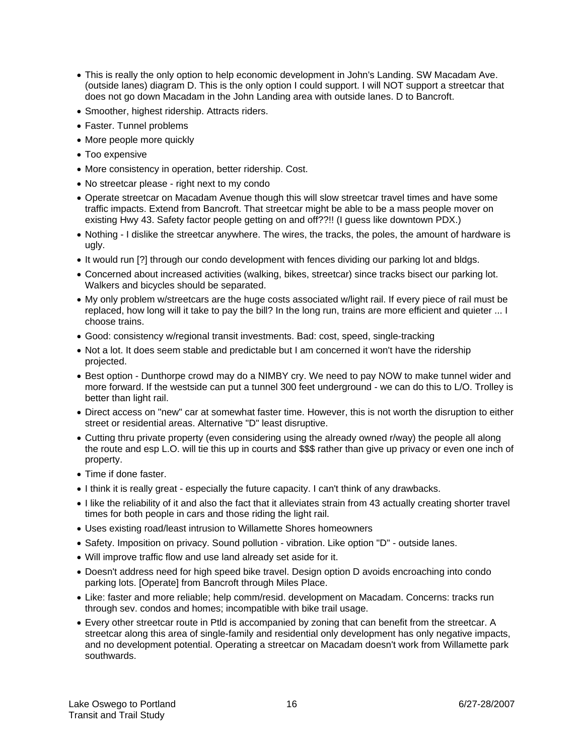- This is really the only option to help economic development in John's Landing. SW Macadam Ave. (outside lanes) diagram D. This is the only option I could support. I will NOT support a streetcar that does not go down Macadam in the John Landing area with outside lanes. D to Bancroft.
- Smoother, highest ridership. Attracts riders.
- Faster. Tunnel problems
- More people more quickly
- Too expensive
- More consistency in operation, better ridership. Cost.
- No streetcar please - right next to my condo
- Operate streetcar on Macadam Avenue though this will slow streetcar travel times and have some traffic impacts. Extend from Bancroft. That streetcar might be able to be a mass people mover on existing Hwy 43. Safety factor people getting on and off??!! (I guess like downtown PDX.)
- Nothing - I dislike the streetcar anywhere. The wires, the tracks, the poles, the amount of hardware is ugly.
- It would run [?] through our condo development with fences dividing our parking lot and bldgs.
- Concerned about increased activities (walking, bikes, streetcar) since tracks bisect our parking lot. Walkers and bicycles should be separated.
- My only problem w/streetcars are the huge costs associated w/light rail. If every piece of rail must be replaced, how long will it take to pay the bill? In the long run, trains are more efficient and quieter ... I choose trains.
- Good: consistency w/regional transit investments. Bad: cost, speed, single-tracking
- Not a lot. It does seem stable and predictable but I am concerned it won't have the ridership projected.
- Best option - Dunthorpe crowd may do a NIMBY cry. We need to pay NOW to make tunnel wider and more forward. If the westside can put a tunnel 300 feet underground - we can do this to L/O. Trolley is better than light rail.
- Direct access on "new" car at somewhat faster time. However, this is not worth the disruption to either street or residential areas. Alternative "D" least disruptive.
- Cutting thru private property (even considering using the already owned r/way) the people all along the route and esp L.O. will tie this up in courts and $$$ rather than give up privacy or even one inch of property.
- Time if done faster.
- I think it is really great - especially the future capacity. I can't think of any drawbacks.
- I like the reliability of it and also the fact that it alleviates strain from 43 actually creating shorter travel times for both people in cars and those riding the light rail.
- Uses existing road/least intrusion to Willamette Shores homeowners
- Safety. Imposition on privacy. Sound pollution - vibration. Like option "D" - outside lanes.
- Will improve traffic flow and use land already set aside for it.
- Doesn't address need for high speed bike travel. Design option D avoids encroaching into condo parking lots. [Operate] from Bancroft through Miles Place.
- Like: faster and more reliable; help comm/resid. development on Macadam. Concerns: tracks run through sev. condos and homes; incompatible with bike trail usage.
- Every other streetcar route in Ptld is accompanied by zoning that can benefit from the streetcar. A streetcar along this area of single-family and residential only development has only negative impacts, and no development potential. Operating a streetcar on Macadam doesn't work from Willamette park southwards.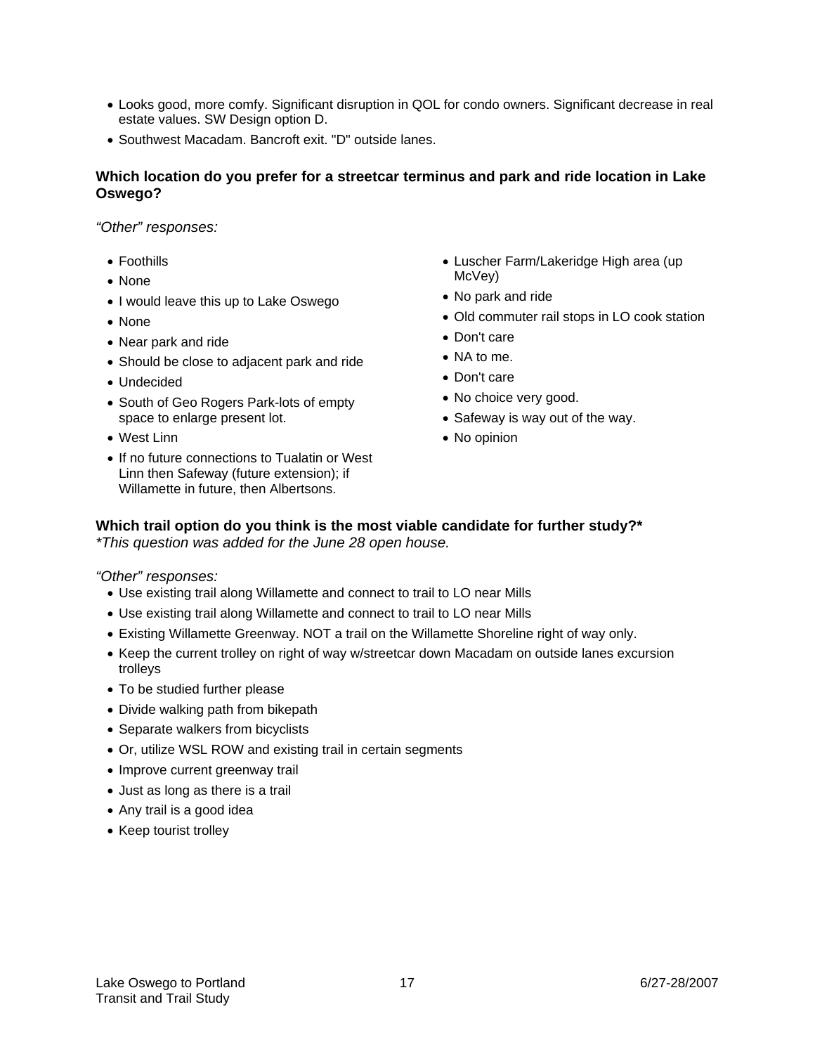- Looks good, more comfy. Significant disruption in QOL for condo owners. Significant decrease in real estate values. SW Design option D.
- Southwest Macadam. Bancroft exit. "D" outside lanes.

**Which location do you prefer for a streetcar terminus and park and ride location in Lake Oswego?**

*"Other" responses:*

- Foothills
- None
- I would leave this up to Lake Oswego
- None
- Near park and ride
- Should be close to adjacent park and ride
- Undecided
- South of Geo Rogers Park-lots of empty space to enlarge present lot.
- West Linn
- If no future connections to Tualatin or West Linn then Safeway (future extension); if Willamette in future, then Albertsons.
- Luscher Farm/Lakeridge High area (up McVey)
- No park and ride
- Old commuter rail stops in LO cook station
- Don't care
- NA to me.
- Don't care
- No choice very good.
- Safeway is way out of the way.
- No opinion

**Which trail option do you think is the most viable candidate for further study?\***
*\*This question was added for the June 28 open house.*

*"Other" responses:*

- Use existing trail along Willamette and connect to trail to LO near Mills
- Use existing trail along Willamette and connect to trail to LO near Mills
- Existing Willamette Greenway. NOT a trail on the Willamette Shoreline right of way only.
- Keep the current trolley on right of way w/streetcar down Macadam on outside lanes excursion trolleys
- To be studied further please
- Divide walking path from bikepath
- Separate walkers from bicyclists
- Or, utilize WSL ROW and existing trail in certain segments
- Improve current greenway trail
- Just as long as there is a trail
- Any trail is a good idea
- Keep tourist trolley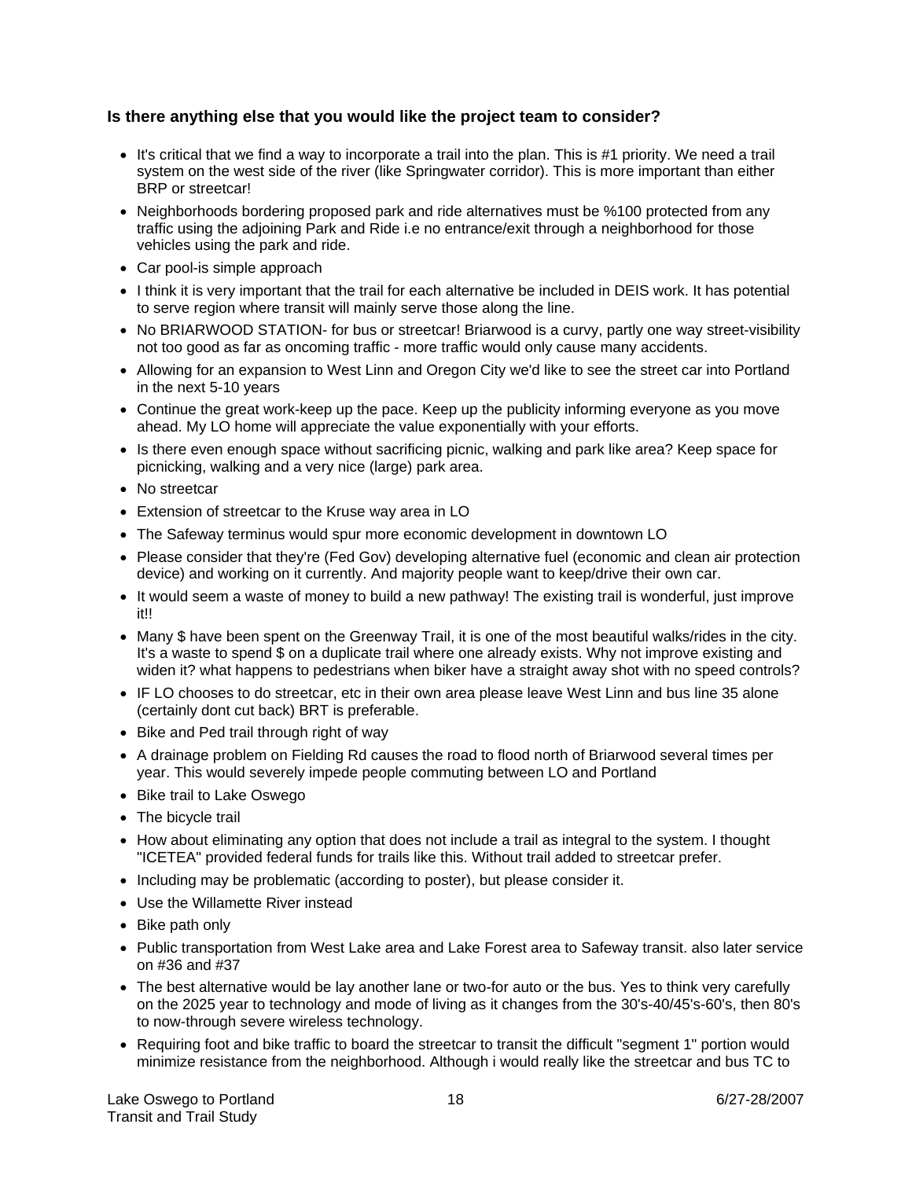### Is there anything else that you would like the project team to consider?

- It's critical that we find a way to incorporate a trail into the plan. This is #1 priority. We need a trail system on the west side of the river (like Springwater corridor). This is more important than either BRP or streetcar!
- Neighborhoods bordering proposed park and ride alternatives must be %100 protected from any traffic using the adjoining Park and Ride i.e no entrance/exit through a neighborhood for those vehicles using the park and ride.
- Car pool-is simple approach
- I think it is very important that the trail for each alternative be included in DEIS work. It has potential to serve region where transit will mainly serve those along the line.
- No BRIARWOOD STATION- for bus or streetcar! Briarwood is a curvy, partly one way street-visibility not too good as far as oncoming traffic - more traffic would only cause many accidents.
- Allowing for an expansion to West Linn and Oregon City we'd like to see the street car into Portland in the next 5-10 years
- Continue the great work-keep up the pace. Keep up the publicity informing everyone as you move ahead. My LO home will appreciate the value exponentially with your efforts.
- Is there even enough space without sacrificing picnic, walking and park like area? Keep space for picnicking, walking and a very nice (large) park area.
- No streetcar
- Extension of streetcar to the Kruse way area in LO
- The Safeway terminus would spur more economic development in downtown LO
- Please consider that they're (Fed Gov) developing alternative fuel (economic and clean air protection device) and working on it currently. And majority people want to keep/drive their own car.
- It would seem a waste of money to build a new pathway! The existing trail is wonderful, just improve it!!
- Many $ have been spent on the Greenway Trail, it is one of the most beautiful walks/rides in the city. It's a waste to spend $ on a duplicate trail where one already exists. Why not improve existing and widen it? what happens to pedestrians when biker have a straight away shot with no speed controls?
- IF LO chooses to do streetcar, etc in their own area please leave West Linn and bus line 35 alone (certainly dont cut back) BRT is preferable.
- Bike and Ped trail through right of way
- A drainage problem on Fielding Rd causes the road to flood north of Briarwood several times per year. This would severely impede people commuting between LO and Portland
- Bike trail to Lake Oswego
- The bicycle trail
- How about eliminating any option that does not include a trail as integral to the system. I thought "ICETEA" provided federal funds for trails like this. Without trail added to streetcar prefer.
- Including may be problematic (according to poster), but please consider it.
- Use the Willamette River instead
- Bike path only
- Public transportation from West Lake area and Lake Forest area to Safeway transit. also later service on #36 and #37
- The best alternative would be lay another lane or two-for auto or the bus. Yes to think very carefully on the 2025 year to technology and mode of living as it changes from the 30's-40/45's-60's, then 80's to now-through severe wireless technology.
- Requiring foot and bike traffic to board the streetcar to transit the difficult "segment 1" portion would minimize resistance from the neighborhood. Although i would really like the streetcar and bus TC to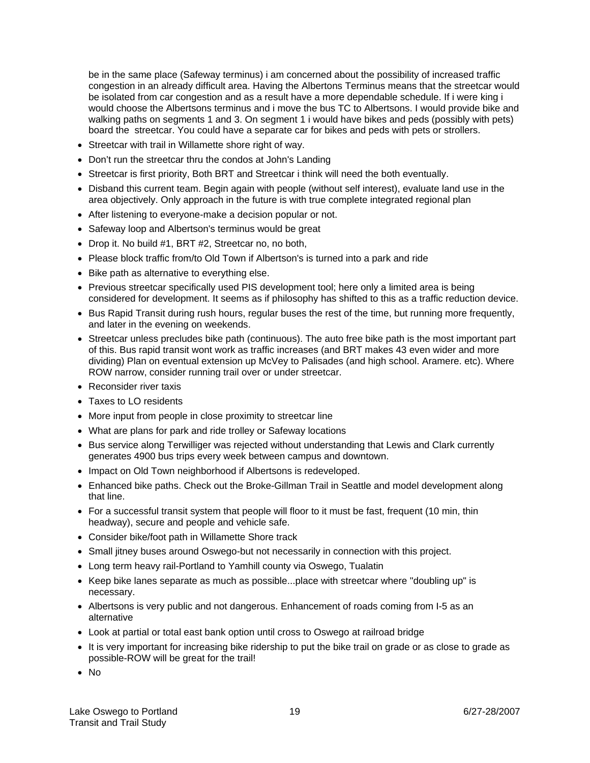be in the same place (Safeway terminus) i am concerned about the possibility of increased traffic congestion in an already difficult area. Having the Albertons Terminus means that the streetcar would be isolated from car congestion and as a result have a more dependable schedule. If i were king i would choose the Albertsons terminus and i move the bus TC to Albertsons. I would provide bike and walking paths on segments 1 and 3. On segment 1 i would have bikes and peds (possibly with pets) board the streetcar. You could have a separate car for bikes and peds with pets or strollers.

- Streetcar with trail in Willamette shore right of way.
- Don't run the streetcar thru the condos at John's Landing
- Streetcar is first priority, Both BRT and Streetcar i think will need the both eventually.
- Disband this current team. Begin again with people (without self interest), evaluate land use in the area objectively. Only approach in the future is with true complete integrated regional plan
- After listening to everyone-make a decision popular or not.
- Safeway loop and Albertson's terminus would be great
- Drop it. No build #1, BRT #2, Streetcar no, no both,
- Please block traffic from/to Old Town if Albertson's is turned into a park and ride
- Bike path as alternative to everything else.
- Previous streetcar specifically used PIS development tool; here only a limited area is being considered for development. It seems as if philosophy has shifted to this as a traffic reduction device.
- Bus Rapid Transit during rush hours, regular buses the rest of the time, but running more frequently, and later in the evening on weekends.
- Streetcar unless precludes bike path (continuous). The auto free bike path is the most important part of this. Bus rapid transit wont work as traffic increases (and BRT makes 43 even wider and more dividing) Plan on eventual extension up McVey to Palisades (and high school. Aramere. etc). Where ROW narrow, consider running trail over or under streetcar.
- Reconsider river taxis
- Taxes to LO residents
- More input from people in close proximity to streetcar line
- What are plans for park and ride trolley or Safeway locations
- Bus service along Terwilliger was rejected without understanding that Lewis and Clark currently generates 4900 bus trips every week between campus and downtown.
- Impact on Old Town neighborhood if Albertsons is redeveloped.
- Enhanced bike paths. Check out the Broke-Gillman Trail in Seattle and model development along that line.
- For a successful transit system that people will floor to it must be fast, frequent (10 min, thin headway), secure and people and vehicle safe.
- Consider bike/foot path in Willamette Shore track
- Small jitney buses around Oswego-but not necessarily in connection with this project.
- Long term heavy rail-Portland to Yamhill county via Oswego, Tualatin
- Keep bike lanes separate as much as possible...place with streetcar where "doubling up" is necessary.
- Albertsons is very public and not dangerous. Enhancement of roads coming from I-5 as an alternative
- Look at partial or total east bank option until cross to Oswego at railroad bridge
- It is very important for increasing bike ridership to put the bike trail on grade or as close to grade as possible-ROW will be great for the trail!
- No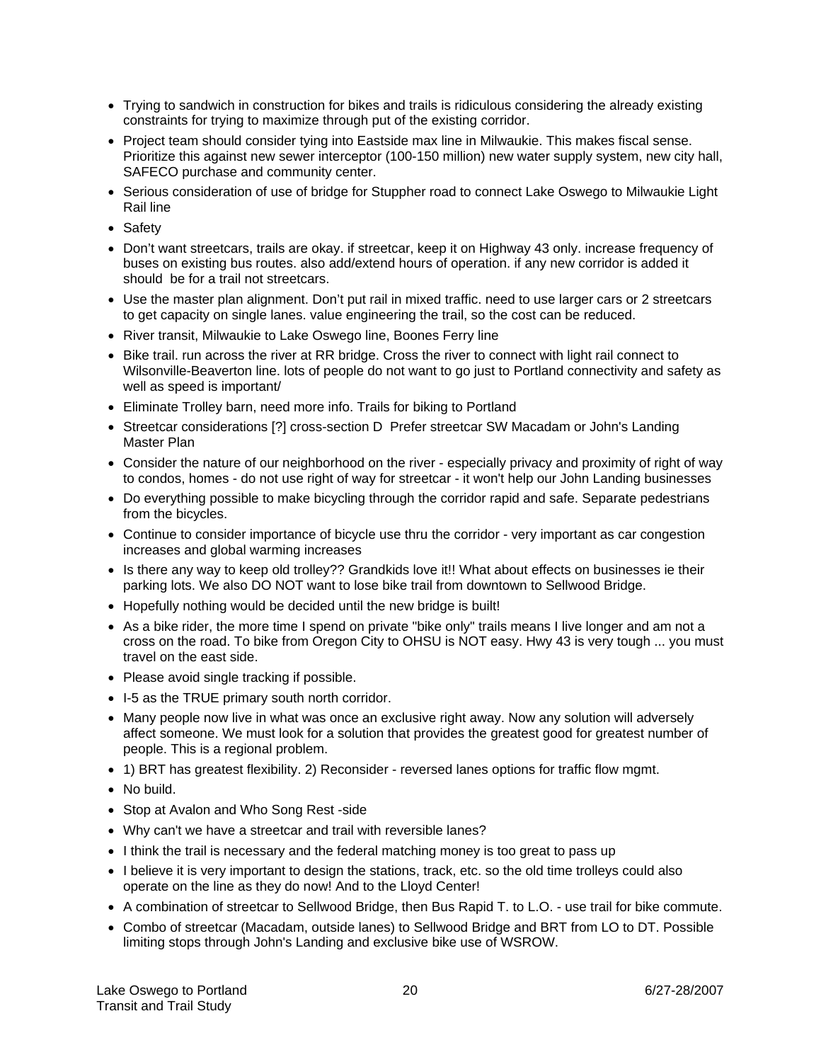- Trying to sandwich in construction for bikes and trails is ridiculous considering the already existing constraints for trying to maximize through put of the existing corridor.
- Project team should consider tying into Eastside max line in Milwaukie. This makes fiscal sense. Prioritize this against new sewer interceptor (100-150 million) new water supply system, new city hall, SAFECO purchase and community center.
- Serious consideration of use of bridge for Stuppher road to connect Lake Oswego to Milwaukie Light Rail line
- Safety
- Don't want streetcars, trails are okay. if streetcar, keep it on Highway 43 only. increase frequency of buses on existing bus routes. also add/extend hours of operation. if any new corridor is added it should be for a trail not streetcars.
- Use the master plan alignment. Don't put rail in mixed traffic. need to use larger cars or 2 streetcars to get capacity on single lanes. value engineering the trail, so the cost can be reduced.
- River transit, Milwaukie to Lake Oswego line, Boones Ferry line
- Bike trail. run across the river at RR bridge. Cross the river to connect with light rail connect to Wilsonville-Beaverton line. lots of people do not want to go just to Portland connectivity and safety as well as speed is important/
- Eliminate Trolley barn, need more info. Trails for biking to Portland
- Streetcar considerations [?] cross-section D Prefer streetcar SW Macadam or John's Landing Master Plan
- Consider the nature of our neighborhood on the river - especially privacy and proximity of right of way to condos, homes - do not use right of way for streetcar - it won't help our John Landing businesses
- Do everything possible to make bicycling through the corridor rapid and safe. Separate pedestrians from the bicycles.
- Continue to consider importance of bicycle use thru the corridor - very important as car congestion increases and global warming increases
- Is there any way to keep old trolley?? Grandkids love it!! What about effects on businesses ie their parking lots. We also DO NOT want to lose bike trail from downtown to Sellwood Bridge.
- Hopefully nothing would be decided until the new bridge is built!
- As a bike rider, the more time I spend on private "bike only" trails means I live longer and am not a cross on the road. To bike from Oregon City to OHSU is NOT easy. Hwy 43 is very tough ... you must travel on the east side.
- Please avoid single tracking if possible.
- I-5 as the TRUE primary south north corridor.
- Many people now live in what was once an exclusive right away. Now any solution will adversely affect someone. We must look for a solution that provides the greatest good for greatest number of people. This is a regional problem.
- 1) BRT has greatest flexibility. 2) Reconsider - reversed lanes options for traffic flow mgmt.
- No build.
- Stop at Avalon and Who Song Rest -side
- Why can't we have a streetcar and trail with reversible lanes?
- I think the trail is necessary and the federal matching money is too great to pass up
- I believe it is very important to design the stations, track, etc. so the old time trolleys could also operate on the line as they do now! And to the Lloyd Center!
- A combination of streetcar to Sellwood Bridge, then Bus Rapid T. to L.O. - use trail for bike commute.
- Combo of streetcar (Macadam, outside lanes) to Sellwood Bridge and BRT from LO to DT. Possible limiting stops through John's Landing and exclusive bike use of WSROW.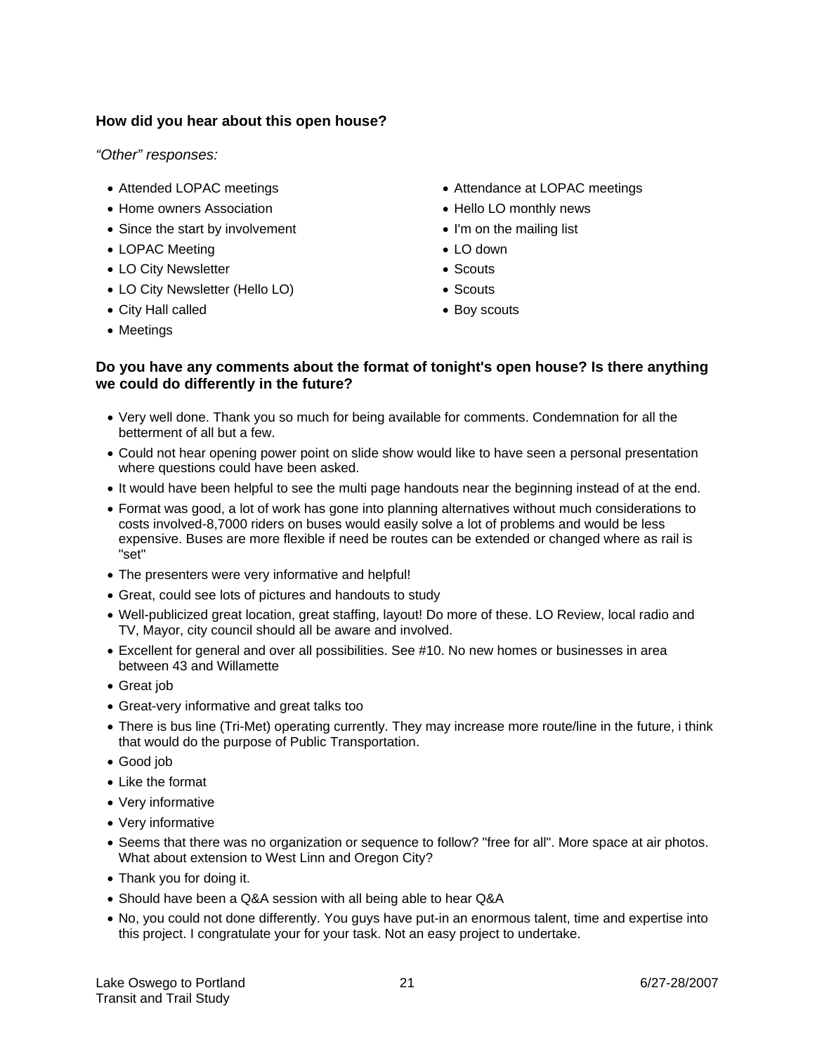### How did you hear about this open house?

*"Other" responses:*

- Attended LOPAC meetings
- Home owners Association
- Since the start by involvement
- LOPAC Meeting
- LO City Newsletter
- LO City Newsletter (Hello LO)
- City Hall called
- Meetings
- Attendance at LOPAC meetings
- Hello LO monthly news
- I'm on the mailing list
- LO down
- Scouts
- Scouts
- Boy scouts

### Do you have any comments about the format of tonight's open house? Is there anything we could do differently in the future?

- Very well done. Thank you so much for being available for comments. Condemnation for all the betterment of all but a few.
- Could not hear opening power point on slide show would like to have seen a personal presentation where questions could have been asked.
- It would have been helpful to see the multi page handouts near the beginning instead of at the end.
- Format was good, a lot of work has gone into planning alternatives without much considerations to costs involved-8,7000 riders on buses would easily solve a lot of problems and would be less expensive. Buses are more flexible if need be routes can be extended or changed where as rail is "set"
- The presenters were very informative and helpful!
- Great, could see lots of pictures and handouts to study
- Well-publicized great location, great staffing, layout! Do more of these. LO Review, local radio and TV, Mayor, city council should all be aware and involved.
- Excellent for general and over all possibilities. See #10. No new homes or businesses in area between 43 and Willamette
- Great job
- Great-very informative and great talks too
- There is bus line (Tri-Met) operating currently. They may increase more route/line in the future, i think that would do the purpose of Public Transportation.
- Good job
- Like the format
- Very informative
- Very informative
- Seems that there was no organization or sequence to follow? "free for all". More space at air photos. What about extension to West Linn and Oregon City?
- Thank you for doing it.
- Should have been a Q&A session with all being able to hear Q&A
- No, you could not done differently. You guys have put-in an enormous talent, time and expertise into this project. I congratulate your for your task. Not an easy project to undertake.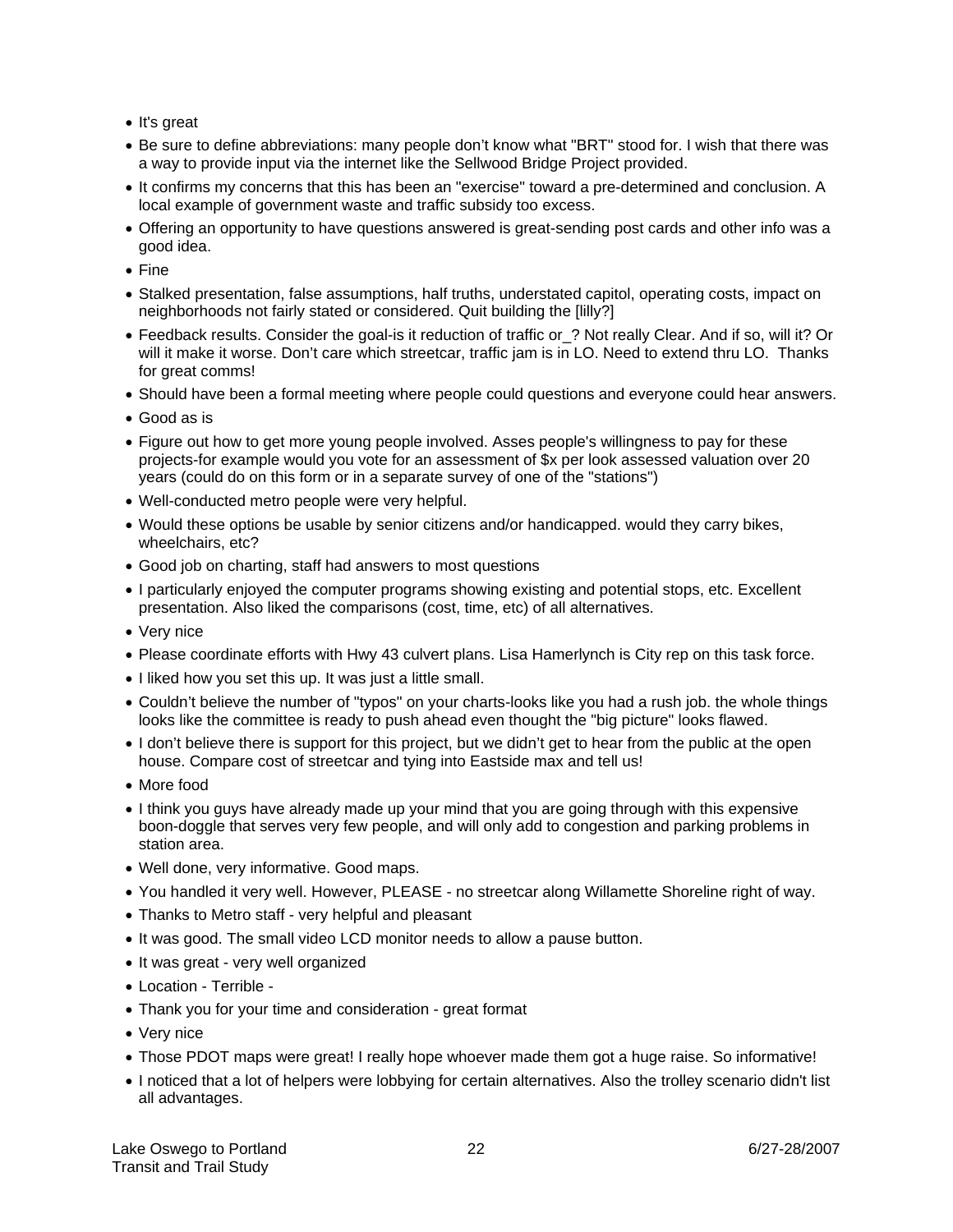- It's great
- Be sure to define abbreviations: many people don't know what "BRT" stood for. I wish that there was a way to provide input via the internet like the Sellwood Bridge Project provided.
- It confirms my concerns that this has been an "exercise" toward a pre-determined and conclusion. A local example of government waste and traffic subsidy too excess.
- Offering an opportunity to have questions answered is great-sending post cards and other info was a good idea.
- Fine
- Stalked presentation, false assumptions, half truths, understated capitol, operating costs, impact on neighborhoods not fairly stated or considered. Quit building the [lilly?]
- Feedback results. Consider the goal-is it reduction of traffic or_? Not really Clear. And if so, will it? Or will it make it worse. Don't care which streetcar, traffic jam is in LO. Need to extend thru LO. Thanks for great comms!
- Should have been a formal meeting where people could questions and everyone could hear answers.
- Good as is
- Figure out how to get more young people involved. Asses people's willingness to pay for these projects-for example would you vote for an assessment of $x per look assessed valuation over 20 years (could do on this form or in a separate survey of one of the "stations")
- Well-conducted metro people were very helpful.
- Would these options be usable by senior citizens and/or handicapped. would they carry bikes, wheelchairs, etc?
- Good job on charting, staff had answers to most questions
- I particularly enjoyed the computer programs showing existing and potential stops, etc. Excellent presentation. Also liked the comparisons (cost, time, etc) of all alternatives.
- Very nice
- Please coordinate efforts with Hwy 43 culvert plans. Lisa Hamerlynch is City rep on this task force.
- I liked how you set this up. It was just a little small.
- Couldn't believe the number of "typos" on your charts-looks like you had a rush job. the whole things looks like the committee is ready to push ahead even thought the "big picture" looks flawed.
- I don't believe there is support for this project, but we didn't get to hear from the public at the open house. Compare cost of streetcar and tying into Eastside max and tell us!
- More food
- I think you guys have already made up your mind that you are going through with this expensive boon-doggle that serves very few people, and will only add to congestion and parking problems in station area.
- Well done, very informative. Good maps.
- You handled it very well. However, PLEASE - no streetcar along Willamette Shoreline right of way.
- Thanks to Metro staff - very helpful and pleasant
- It was good. The small video LCD monitor needs to allow a pause button.
- It was great - very well organized
- Location - Terrible -
- Thank you for your time and consideration - great format
- Very nice
- Those PDOT maps were great! I really hope whoever made them got a huge raise. So informative!
- I noticed that a lot of helpers were lobbying for certain alternatives. Also the trolley scenario didn't list all advantages.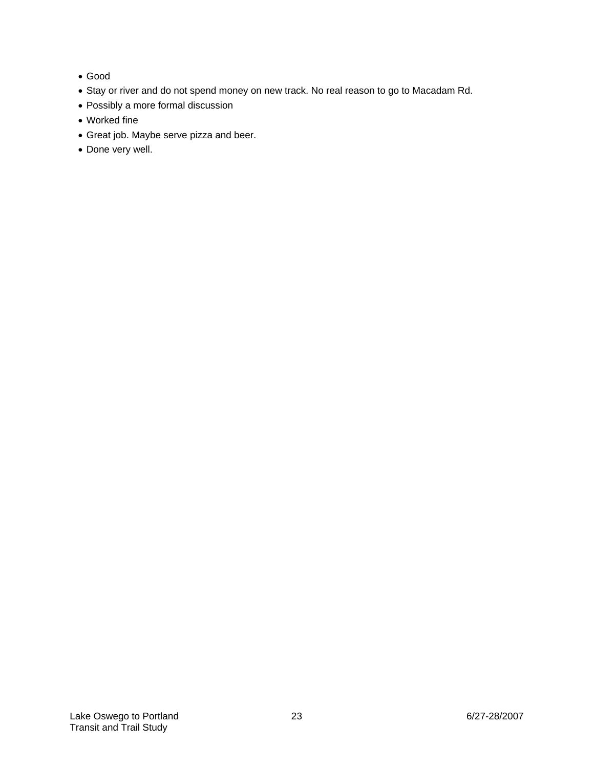- Good
- Stay or river and do not spend money on new track. No real reason to go to Macadam Rd.
- Possibly a more formal discussion
- Worked fine
- Great job. Maybe serve pizza and beer.
- Done very well.